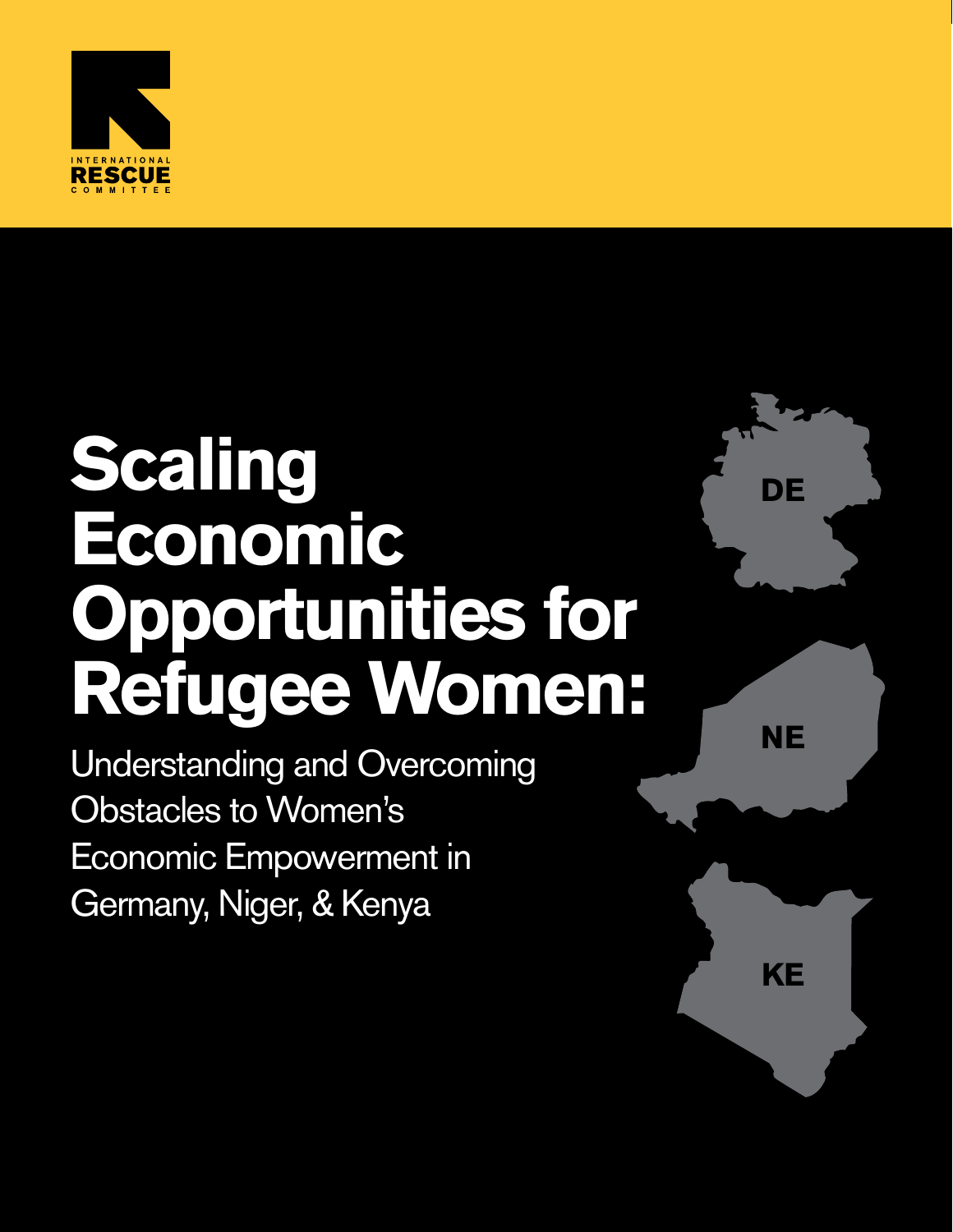INTERNATIONAL RESCUE COMMITTEE

# Scaling Economic Opportunities for Refugee Women:

## Understanding and Overcoming Obstacles to Women's Economic Empowerment in Germany, Niger, & Kenya

DE

NE

KE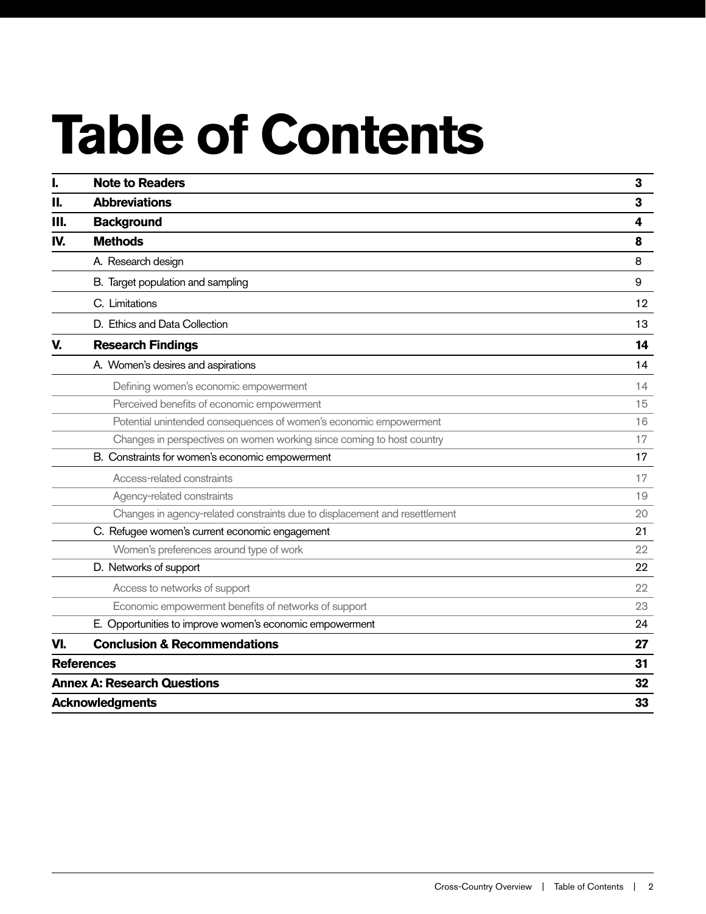# Table of Contents

| | | |
|---|---|---|
| **I.** | **Note to Readers** | **3** |
| **II.** | **Abbreviations** | **3** |
| **III.** | **Background** | **4** |
| **IV.** | **Methods** | **8** |
| | A. Research design | 8 |
| | B. Target population and sampling | 9 |
| | C. Limitations | 12 |
| | D. Ethics and Data Collection | 13 |
| **V.** | **Research Findings** | **14** |
| | A. Women's desires and aspirations | 14 |
| | Defining women's economic empowerment | 14 |
| | Perceived benefits of economic empowerment | 15 |
| | Potential unintended consequences of women's economic empowerment | 16 |
| | Changes in perspectives on women working since coming to host country | 17 |
| | B. Constraints for women's economic empowerment | 17 |
| | Access-related constraints | 17 |
| | Agency-related constraints | 19 |
| | Changes in agency-related constraints due to displacement and resettlement | 20 |
| | C. Refugee women's current economic engagement | 21 |
| | Women's preferences around type of work | 22 |
| | D. Networks of support | 22 |
| | Access to networks of support | 22 |
| | Economic empowerment benefits of networks of support | 23 |
| | E. Opportunities to improve women's economic empowerment | 24 |
| **VI.** | **Conclusion & Recommendations** | **27** |
| **References** | | **31** |
| **Annex A: Research Questions** | | **32** |
| **Acknowledgments** | | **33** |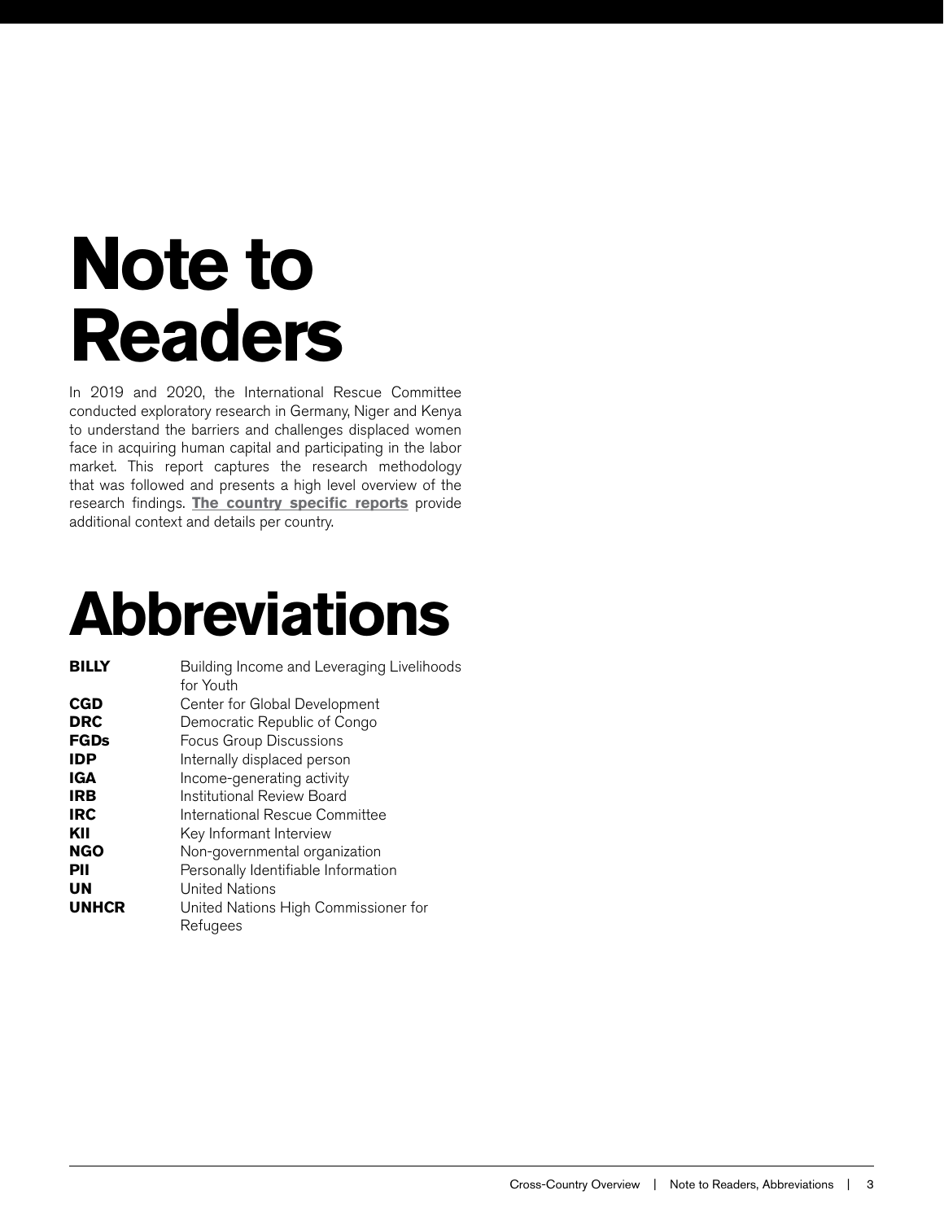# Note to Readers

In 2019 and 2020, the International Rescue Committee conducted exploratory research in Germany, Niger and Kenya to understand the barriers and challenges displaced women face in acquiring human capital and participating in the labor market. This report captures the research methodology that was followed and presents a high level overview of the research findings. **The country specific reports** provide additional context and details per country.

# Abbreviations

| | |
|---|---|
| **BILLY** | Building Income and Leveraging Livelihoods for Youth |
| **CGD** | Center for Global Development |
| **DRC** | Democratic Republic of Congo |
| **FGDs** | Focus Group Discussions |
| **IDP** | Internally displaced person |
| **IGA** | Income-generating activity |
| **IRB** | Institutional Review Board |
| **IRC** | International Rescue Committee |
| **KII** | Key Informant Interview |
| **NGO** | Non-governmental organization |
| **PII** | Personally Identifiable Information |
| **UN** | United Nations |
| **UNHCR** | United Nations High Commissioner for Refugees |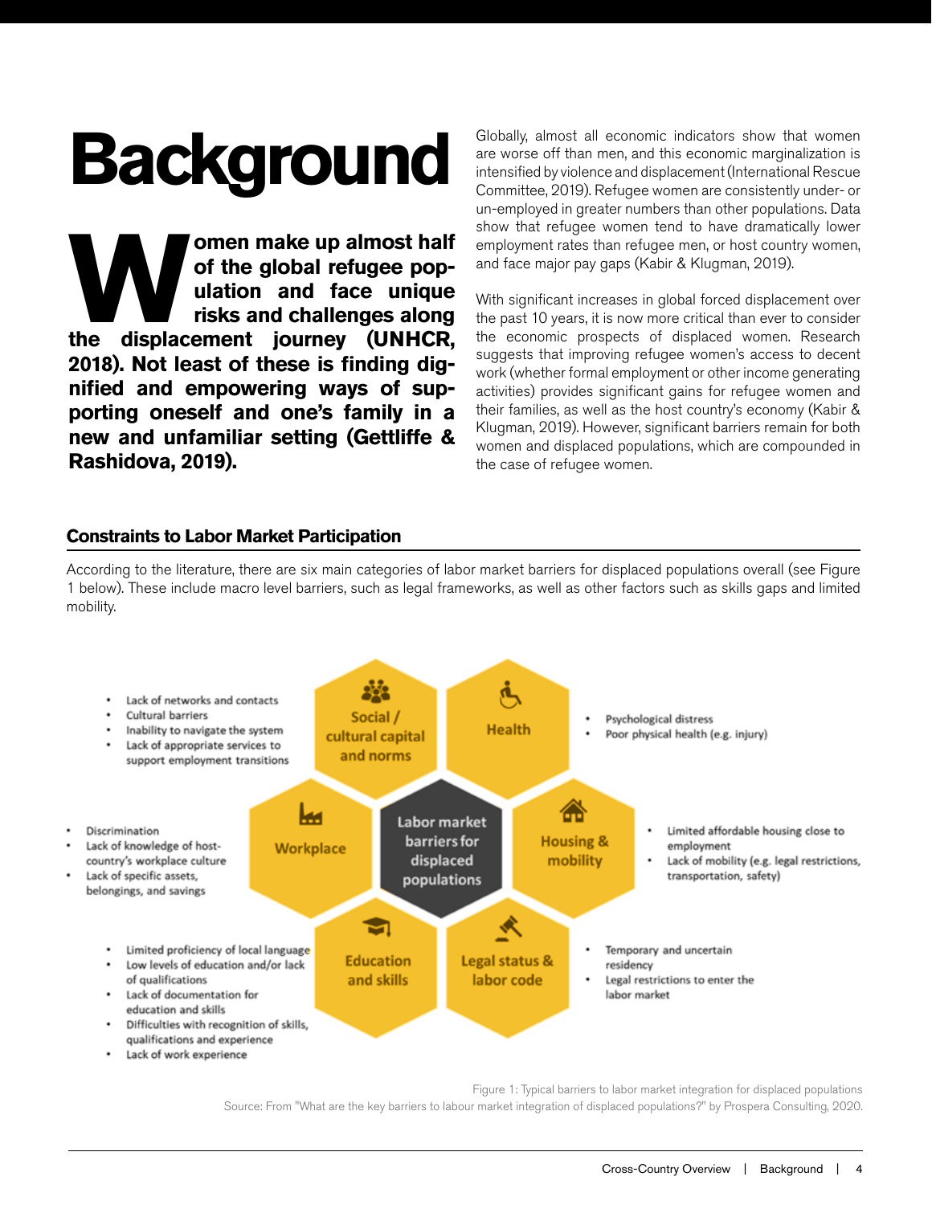# Background

**Women make up almost half of the global refugee population and face unique risks and challenges along the displacement journey (UNHCR, 2018). Not least of these is finding dignified and empowering ways of supporting oneself and one's family in a new and unfamiliar setting (Gettliffe & Rashidova, 2019).**

Globally, almost all economic indicators show that women are worse off than men, and this economic marginalization is intensified by violence and displacement (International Rescue Committee, 2019). Refugee women are consistently under- or un-employed in greater numbers than other populations. Data show that refugee women tend to have dramatically lower employment rates than refugee men, or host country women, and face major pay gaps (Kabir & Klugman, 2019).

With significant increases in global forced displacement over the past 10 years, it is now more critical than ever to consider the economic prospects of displaced women. Research suggests that improving refugee women's access to decent work (whether formal employment or other income generating activities) provides significant gains for refugee women and their families, as well as the host country's economy (Kabir & Klugman, 2019). However, significant barriers remain for both women and displaced populations, which are compounded in the case of refugee women.

## Constraints to Labor Market Participation

According to the literature, there are six main categories of labor market barriers for displaced populations overall (see Figure 1 below). These include macro level barriers, such as legal frameworks, as well as other factors such as skills gaps and limited mobility.

**Labor market barriers for displaced populations**

**Social / cultural capital and norms**
- Lack of networks and contacts
- Cultural barriers
- Inability to navigate the system
- Lack of appropriate services to support employment transitions

**Health**
- Psychological distress
- Poor physical health (e.g. injury)

**Workplace**
- Discrimination
- Lack of knowledge of host-country's workplace culture
- Lack of specific assets, belongings, and savings

**Housing & mobility**
- Limited affordable housing close to employment
- Lack of mobility (e.g. legal restrictions, transportation, safety)

**Education and skills**
- Limited proficiency of local language
- Low levels of education and/or lack of qualifications
- Lack of documentation for education and skills
- Difficulties with recognition of skills, qualifications and experience
- Lack of work experience

**Legal status & labor code**
- Temporary and uncertain residency
- Legal restrictions to enter the labor market

Figure 1: Typical barriers to labor market integration for displaced populations

Source: From "What are the key barriers to labour market integration of displaced populations?" by Prospera Consulting, 2020.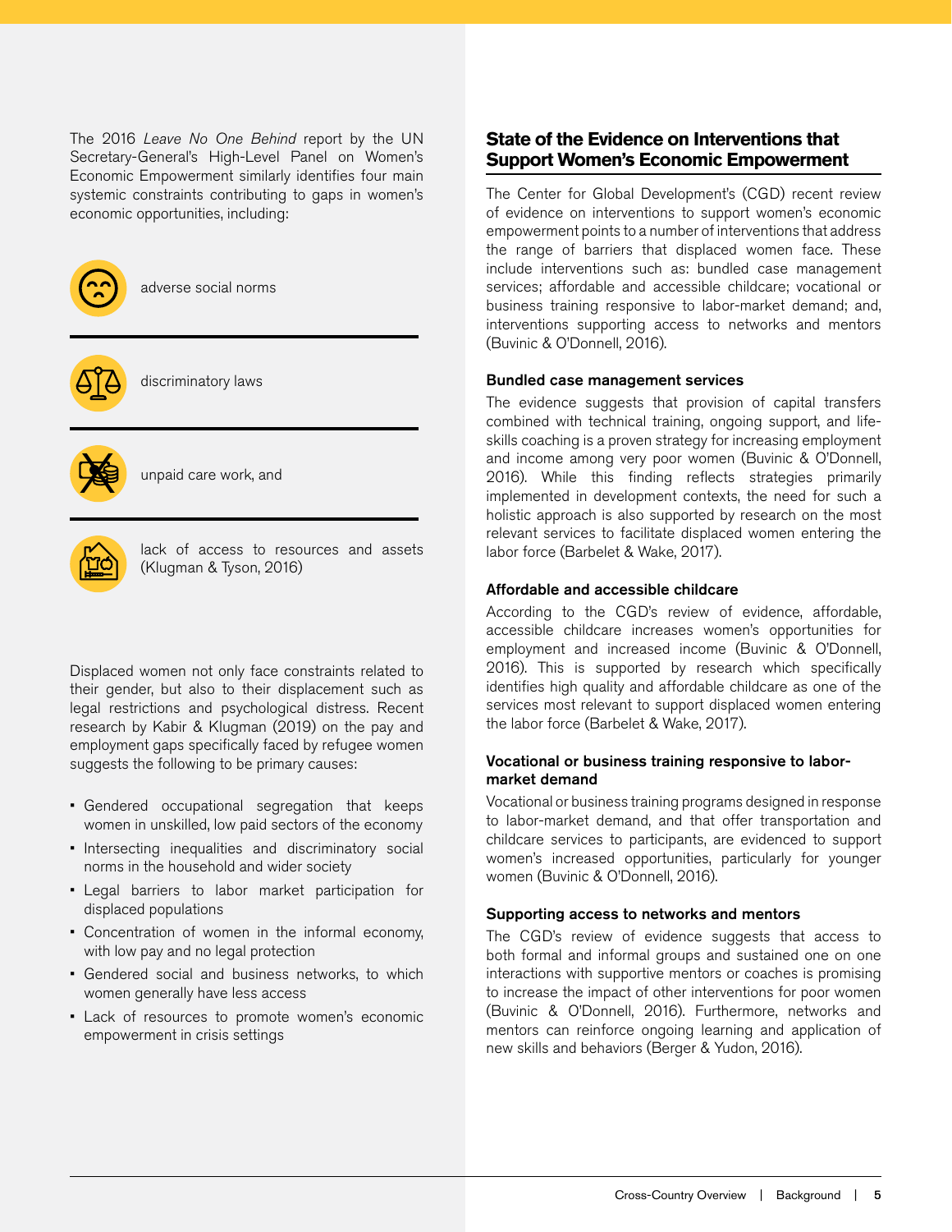The 2016 *Leave No One Behind* report by the UN Secretary-General's High-Level Panel on Women's Economic Empowerment similarly identifies four main systemic constraints contributing to gaps in women's economic opportunities, including:

- adverse social norms
- discriminatory laws
- unpaid care work, and
- lack of access to resources and assets (Klugman & Tyson, 2016)

Displaced women not only face constraints related to their gender, but also to their displacement such as legal restrictions and psychological distress. Recent research by Kabir & Klugman (2019) on the pay and employment gaps specifically faced by refugee women suggests the following to be primary causes:

- Gendered occupational segregation that keeps women in unskilled, low paid sectors of the economy
- Intersecting inequalities and discriminatory social norms in the household and wider society
- Legal barriers to labor market participation for displaced populations
- Concentration of women in the informal economy, with low pay and no legal protection
- Gendered social and business networks, to which women generally have less access
- Lack of resources to promote women's economic empowerment in crisis settings

## State of the Evidence on Interventions that Support Women's Economic Empowerment

The Center for Global Development's (CGD) recent review of evidence on interventions to support women's economic empowerment points to a number of interventions that address the range of barriers that displaced women face. These include interventions such as: bundled case management services; affordable and accessible childcare; vocational or business training responsive to labor-market demand; and, interventions supporting access to networks and mentors (Buvinic & O'Donnell, 2016).

### Bundled case management services

The evidence suggests that provision of capital transfers combined with technical training, ongoing support, and life-skills coaching is a proven strategy for increasing employment and income among very poor women (Buvinic & O'Donnell, 2016). While this finding reflects strategies primarily implemented in development contexts, the need for such a holistic approach is also supported by research on the most relevant services to facilitate displaced women entering the labor force (Barbelet & Wake, 2017).

### Affordable and accessible childcare

According to the CGD's review of evidence, affordable, accessible childcare increases women's opportunities for employment and increased income (Buvinic & O'Donnell, 2016). This is supported by research which specifically identifies high quality and affordable childcare as one of the services most relevant to support displaced women entering the labor force (Barbelet & Wake, 2017).

### Vocational or business training responsive to labor-market demand

Vocational or business training programs designed in response to labor-market demand, and that offer transportation and childcare services to participants, are evidenced to support women's increased opportunities, particularly for younger women (Buvinic & O'Donnell, 2016).

### Supporting access to networks and mentors

The CGD's review of evidence suggests that access to both formal and informal groups and sustained one on one interactions with supportive mentors or coaches is promising to increase the impact of other interventions for poor women (Buvinic & O'Donnell, 2016). Furthermore, networks and mentors can reinforce ongoing learning and application of new skills and behaviors (Berger & Yudon, 2016).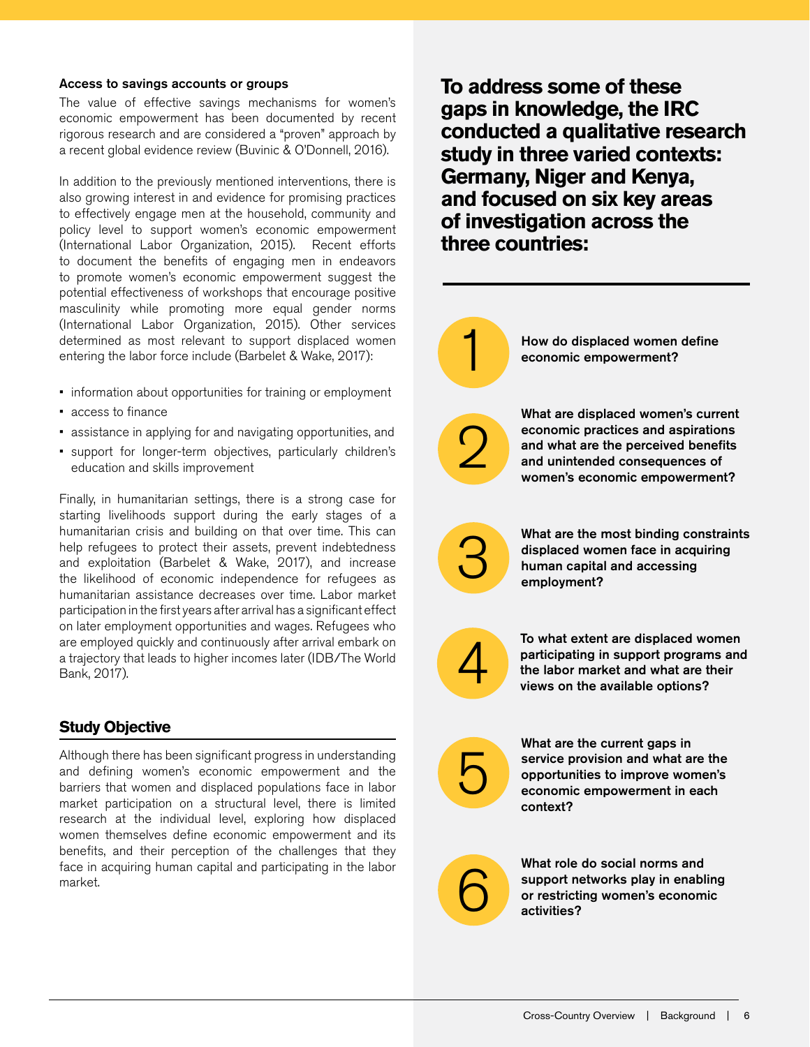**Access to savings accounts or groups**

The value of effective savings mechanisms for women's economic empowerment has been documented by recent rigorous research and are considered a "proven" approach by a recent global evidence review (Buvinic & O'Donnell, 2016).

In addition to the previously mentioned interventions, there is also growing interest in and evidence for promising practices to effectively engage men at the household, community and policy level to support women's economic empowerment (International Labor Organization, 2015). Recent efforts to document the benefits of engaging men in endeavors to promote women's economic empowerment suggest the potential effectiveness of workshops that encourage positive masculinity while promoting more equal gender norms (International Labor Organization, 2015). Other services determined as most relevant to support displaced women entering the labor force include (Barbelet & Wake, 2017):

- information about opportunities for training or employment
- access to finance
- assistance in applying for and navigating opportunities, and
- support for longer-term objectives, particularly children's education and skills improvement

Finally, in humanitarian settings, there is a strong case for starting livelihoods support during the early stages of a humanitarian crisis and building on that over time. This can help refugees to protect their assets, prevent indebtedness and exploitation (Barbelet & Wake, 2017), and increase the likelihood of economic independence for refugees as humanitarian assistance decreases over time. Labor market participation in the first years after arrival has a significant effect on later employment opportunities and wages. Refugees who are employed quickly and continuously after arrival embark on a trajectory that leads to higher incomes later (IDB/The World Bank, 2017).

## Study Objective

Although there has been significant progress in understanding and defining women's economic empowerment and the barriers that women and displaced populations face in labor market participation on a structural level, there is limited research at the individual level, exploring how displaced women themselves define economic empowerment and its benefits, and their perception of the challenges that they face in acquiring human capital and participating in the labor market.

**To address some of these gaps in knowledge, the IRC conducted a qualitative research study in three varied contexts: Germany, Niger and Kenya, and focused on six key areas of investigation across the three countries:**

1. **How do displaced women define economic empowerment?**
2. **What are displaced women's current economic practices and aspirations and what are the perceived benefits and unintended consequences of women's economic empowerment?**
3. **What are the most binding constraints displaced women face in acquiring human capital and accessing employment?**
4. **To what extent are displaced women participating in support programs and the labor market and what are their views on the available options?**
5. **What are the current gaps in service provision and what are the opportunities to improve women's economic empowerment in each context?**
6. **What role do social norms and support networks play in enabling or restricting women's economic activities?**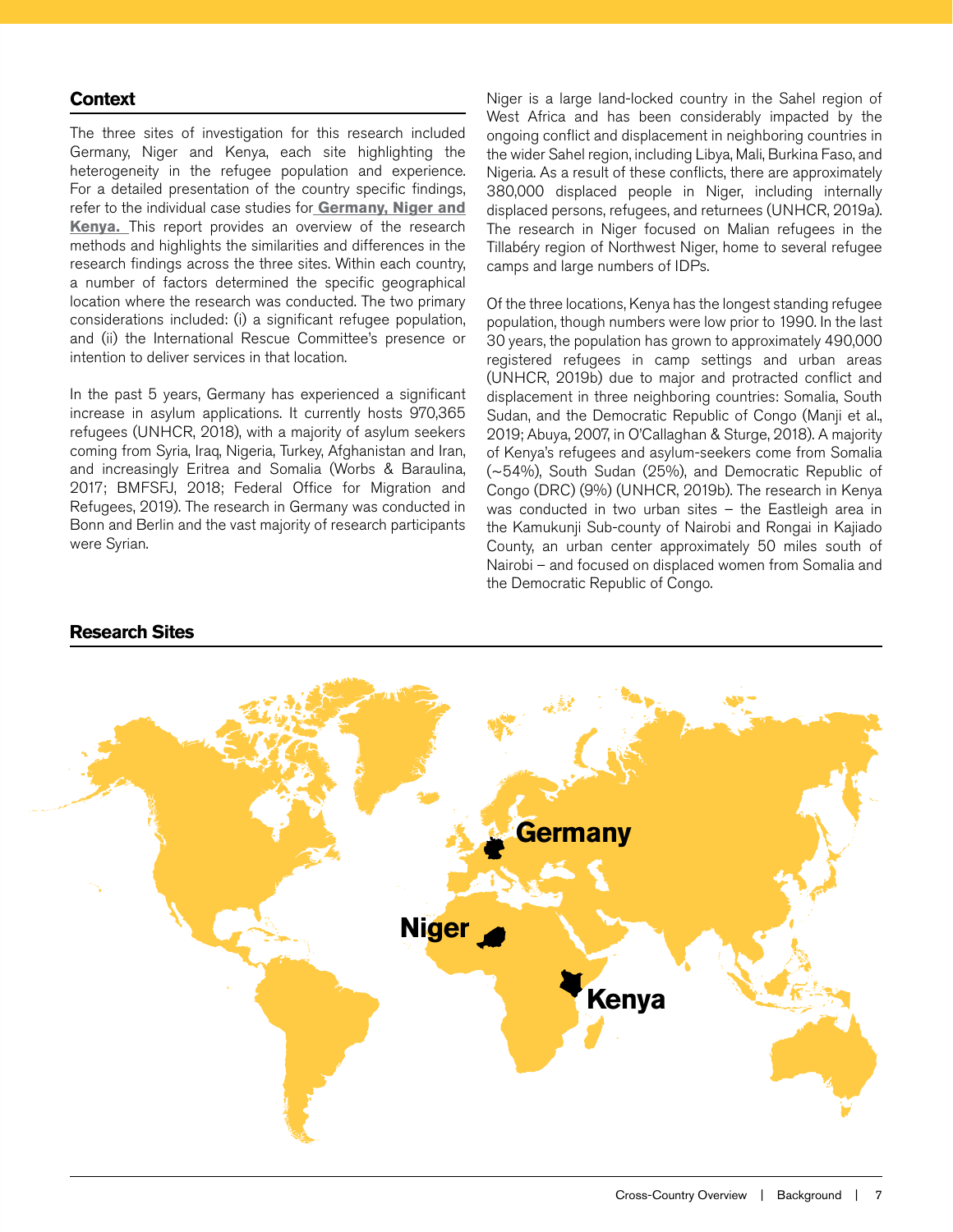## Context

The three sites of investigation for this research included Germany, Niger and Kenya, each site highlighting the heterogeneity in the refugee population and experience. For a detailed presentation of the country specific findings, refer to the individual case studies for **Germany, Niger and Kenya.** This report provides an overview of the research methods and highlights the similarities and differences in the research findings across the three sites. Within each country, a number of factors determined the specific geographical location where the research was conducted. The two primary considerations included: (i) a significant refugee population, and (ii) the International Rescue Committee's presence or intention to deliver services in that location.

In the past 5 years, Germany has experienced a significant increase in asylum applications. It currently hosts 970,365 refugees (UNHCR, 2018), with a majority of asylum seekers coming from Syria, Iraq, Nigeria, Turkey, Afghanistan and Iran, and increasingly Eritrea and Somalia (Worbs & Baraulina, 2017; BMFSFJ, 2018; Federal Office for Migration and Refugees, 2019). The research in Germany was conducted in Bonn and Berlin and the vast majority of research participants were Syrian.

Niger is a large land-locked country in the Sahel region of West Africa and has been considerably impacted by the ongoing conflict and displacement in neighboring countries in the wider Sahel region, including Libya, Mali, Burkina Faso, and Nigeria. As a result of these conflicts, there are approximately 380,000 displaced people in Niger, including internally displaced persons, refugees, and returnees (UNHCR, 2019a). The research in Niger focused on Malian refugees in the Tillabéry region of Northwest Niger, home to several refugee camps and large numbers of IDPs.

Of the three locations, Kenya has the longest standing refugee population, though numbers were low prior to 1990. In the last 30 years, the population has grown to approximately 490,000 registered refugees in camp settings and urban areas (UNHCR, 2019b) due to major and protracted conflict and displacement in three neighboring countries: Somalia, South Sudan, and the Democratic Republic of Congo (Manji et al., 2019; Abuya, 2007, in O'Callaghan & Sturge, 2018). A majority of Kenya's refugees and asylum-seekers come from Somalia (~54%), South Sudan (25%), and Democratic Republic of Congo (DRC) (9%) (UNHCR, 2019b). The research in Kenya was conducted in two urban sites – the Eastleigh area in the Kamukunji Sub-county of Nairobi and Rongai in Kajiado County, an urban center approximately 50 miles south of Nairobi – and focused on displaced women from Somalia and the Democratic Republic of Congo.

## Research Sites

Germany

Niger

Kenya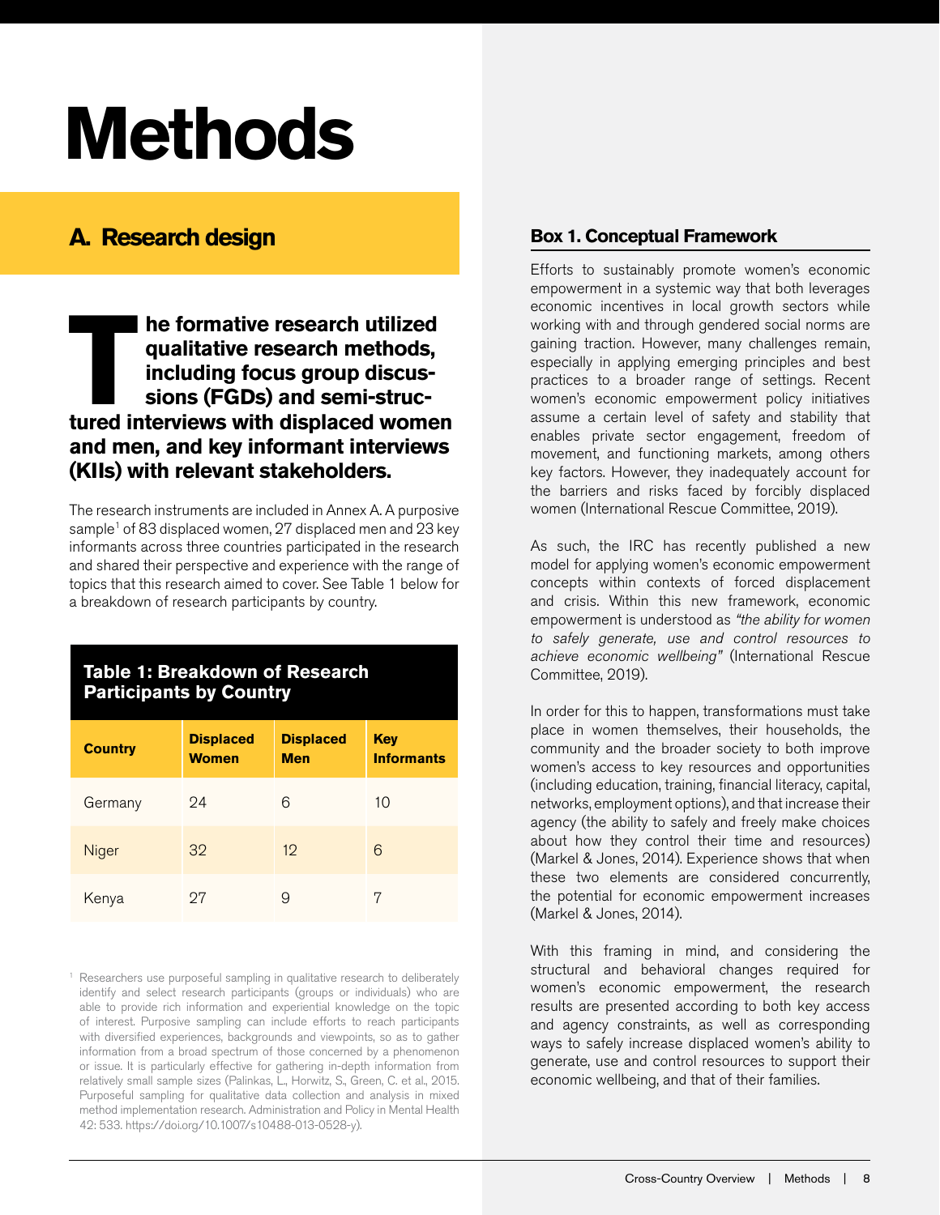# Methods

## A. Research design

**The formative research utilized qualitative research methods, including focus group discussions (FGDs) and semi-structured interviews with displaced women and men, and key informant interviews (KIIs) with relevant stakeholders.**

The research instruments are included in Annex A. A purposive sample[1] of 83 displaced women, 27 displaced men and 23 key informants across three countries participated in the research and shared their perspective and experience with the range of topics that this research aimed to cover. See Table 1 below for a breakdown of research participants by country.

**Table 1: Breakdown of Research Participants by Country**

| Country | Displaced Women | Displaced Men | Key Informants |
|---|---|---|---|
| Germany | 24 | 6 | 10 |
| Niger | 32 | 12 | 6 |
| Kenya | 27 | 9 | 7 |

[1] Researchers use purposeful sampling in qualitative research to deliberately identify and select research participants (groups or individuals) who are able to provide rich information and experiential knowledge on the topic of interest. Purpose sampling can include efforts to reach participants with diversified experiences, backgrounds and viewpoints, so as to gather information from a broad spectrum of those concerned by a phenomenon or issue. It is particularly effective for gathering in-depth information from relatively small sample sizes (Palinkas, L., Horwitz, S., Green, C. et al., 2015. Purposeful sampling for qualitative data collection and analysis in mixed method implementation research. Administration and Policy in Mental Health 42: 533. https://doi.org/10.1007/s10488-013-0528-y).

### Box 1. Conceptual Framework

Efforts to sustainably promote women's economic empowerment in a systemic way that both leverages economic incentives in local growth sectors while working with and through gendered social norms are gaining traction. However, many challenges remain, especially in applying emerging principles and best practices to a broader range of settings. Recent women's economic empowerment policy initiatives assume a certain level of safety and stability that enables private sector engagement, freedom of movement, and functioning markets, among others key factors. However, they inadequately account for the barriers and risks faced by forcibly displaced women (International Rescue Committee, 2019).

As such, the IRC has recently published a new model for applying women's economic empowerment concepts within contexts of forced displacement and crisis. Within this new framework, economic empowerment is understood as *"the ability for women to safely generate, use and control resources to achieve economic wellbeing"* (International Rescue Committee, 2019).

In order for this to happen, transformations must take place in women themselves, their households, the community and the broader society to both improve women's access to key resources and opportunities (including education, training, financial literacy, capital, networks, employment options), and that increase their agency (the ability to safely and freely make choices about how they control their time and resources) (Markel & Jones, 2014). Experience shows that when these two elements are considered concurrently, the potential for economic empowerment increases (Markel & Jones, 2014).

With this framing in mind, and considering the structural and behavioral changes required for women's economic empowerment, the research results are presented according to both key access and agency constraints, as well as corresponding ways to safely increase displaced women's ability to generate, use and control resources to support their economic wellbeing, and that of their families.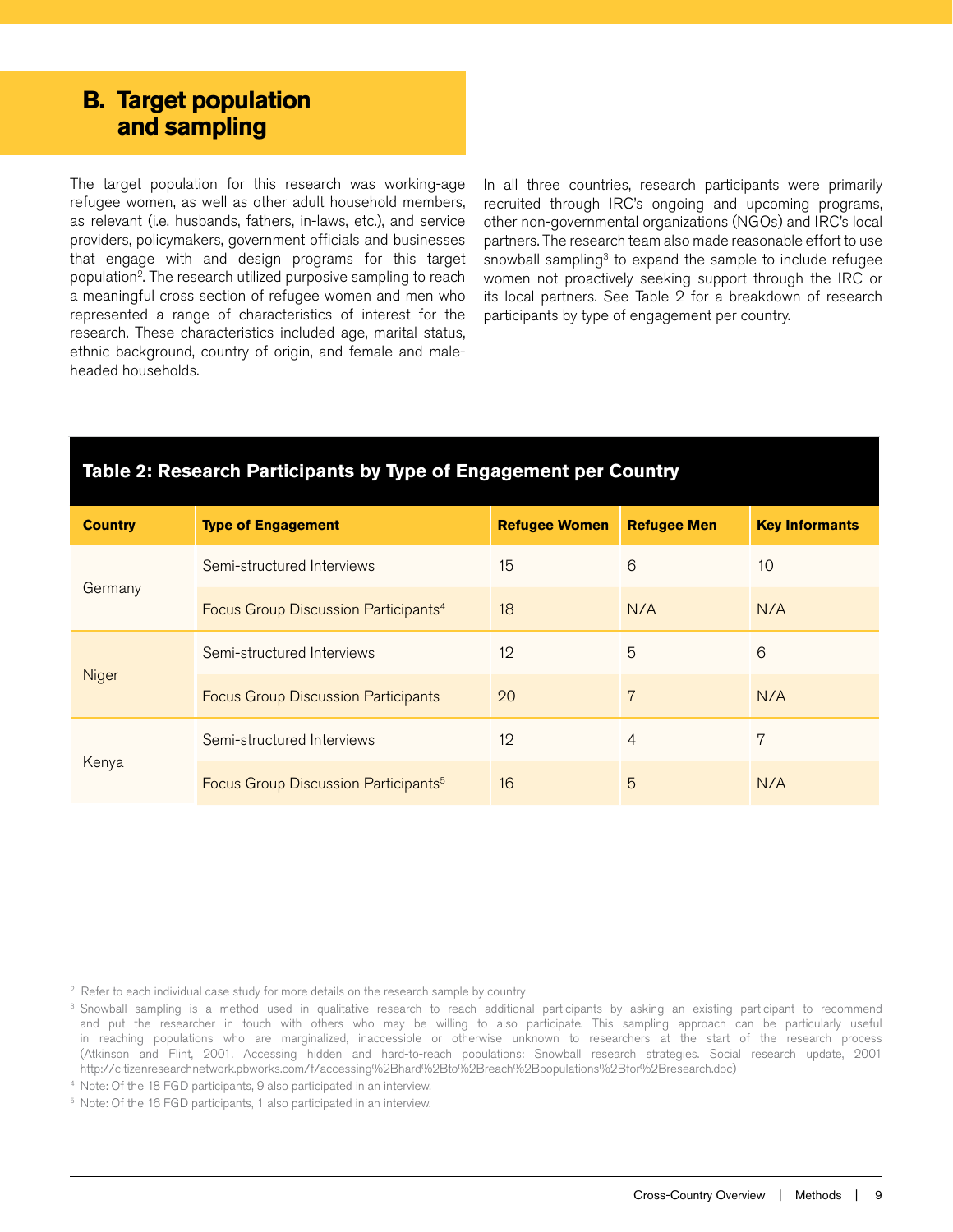## B. Target population and sampling

The target population for this research was working-age refugee women, as well as other adult household members, as relevant (i.e. husbands, fathers, in-laws, etc.), and service providers, policymakers, government officials and businesses that engage with and design programs for this target population[2]. The research utilized purposive sampling to reach a meaningful cross section of refugee women and men who represented a range of characteristics of interest for the research. These characteristics included age, marital status, ethnic background, country of origin, and female and male-headed households.

In all three countries, research participants were primarily recruited through IRC's ongoing and upcoming programs, other non-governmental organizations (NGOs) and IRC's local partners. The research team also made reasonable effort to use snowball sampling[3] to expand the sample to include refugee women not proactively seeking support through the IRC or its local partners. See Table 2 for a breakdown of research participants by type of engagement per country.

**Table 2: Research Participants by Type of Engagement per Country**

| Country | Type of Engagement | Refugee Women | Refugee Men | Key Informants |
|---|---|---|---|---|
| Germany | Semi-structured Interviews | 15 | 6 | 10 |
| | Focus Group Discussion Participants[4] | 18 | N/A | N/A |
| Niger | Semi-structured Interviews | 12 | 5 | 6 |
| | Focus Group Discussion Participants | 20 | 7 | N/A |
| Kenya | Semi-structured Interviews | 12 | 4 | 7 |
| | Focus Group Discussion Participants[5] | 16 | 5 | N/A |

[2] Refer to each individual case study for more details on the research sample by country

[3] Snowball sampling is a method used in qualitative research to reach additional participants by asking an existing participant to recommend and put the researcher in touch with others who may be willing to also participate. This sampling approach can be particularly useful in reaching populations who are marginalized, inaccessible or otherwise unknown to researchers at the start of the research process (Atkinson and Flint, 2001. Accessing hidden and hard-to-reach populations: Snowball research strategies. Social research update, 2001 http://citizenresearchnetwork.pbworks.com/f/accessing%2Bhard%2Bto%2Breach%2Bpopulations%2Bfor%2Bresearch.doc)

[4] Note: Of the 18 FGD participants, 9 also participated in an interview.

[5] Note: Of the 16 FGD participants, 1 also participated in an interview.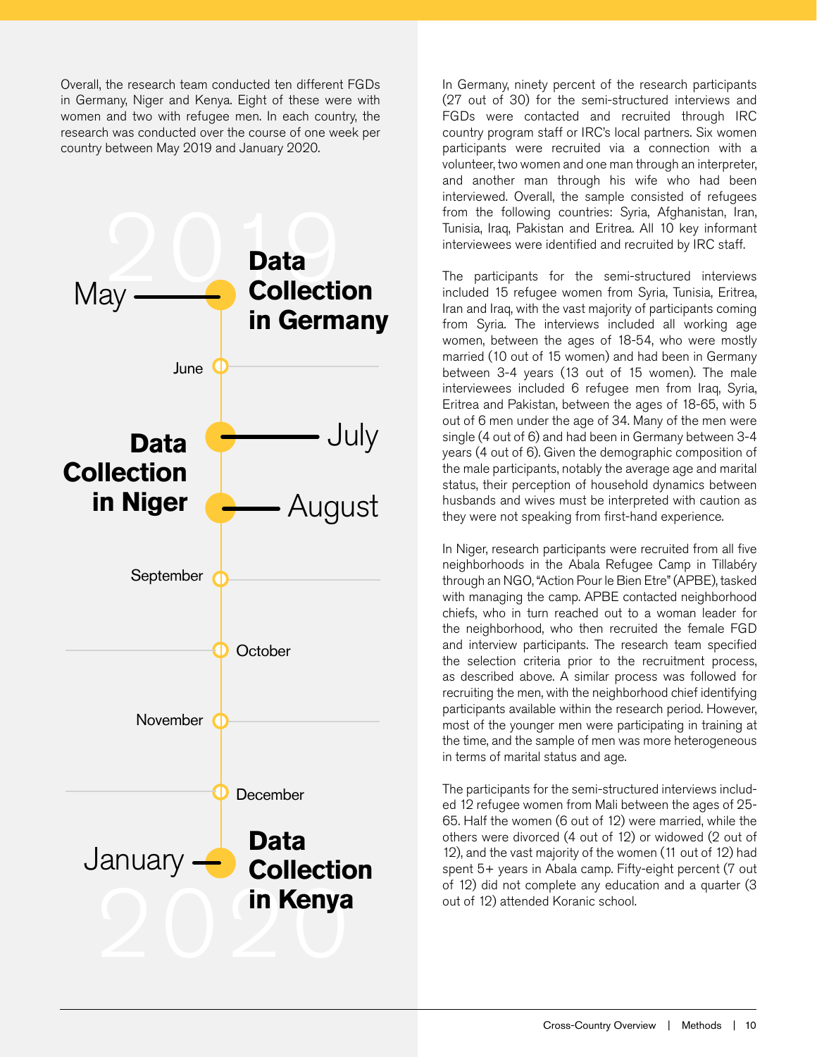Overall, the research team conducted ten different FGDs in Germany, Niger and Kenya. Eight of these were with women and two with refugee men. In each country, the research was conducted over the course of one week per country between May 2019 and January 2020.

**2019**

- May — **Data Collection in Germany**
- June
- July — **Data Collection in Niger**
- August
- September
- October
- November
- December
- January — **Data Collection in Kenya**

**2020**

In Germany, ninety percent of the research participants (27 out of 30) for the semi-structured interviews and FGDs were contacted and recruited through IRC country program staff or IRC's local partners. Six women participants were recruited via a connection with a volunteer, two women and one man through an interpreter, and another man through his wife who had been interviewed. Overall, the sample consisted of refugees from the following countries: Syria, Afghanistan, Iran, Tunisia, Iraq, Pakistan and Eritrea. All 10 key informant interviewees were identified and recruited by IRC staff.

The participants for the semi-structured interviews included 15 refugee women from Syria, Tunisia, Eritrea, Iran and Iraq, with the vast majority of participants coming from Syria. The interviews included all working age women, between the ages of 18-54, who were mostly married (10 out of 15 women) and had been in Germany between 3-4 years (13 out of 15 women). The male interviewees included 6 refugee men from Iraq, Syria, Eritrea and Pakistan, between the ages of 18-65, with 5 out of 6 men under the age of 34. Many of the men were single (4 out of 6) and had been in Germany between 3-4 years (4 out of 6). Given the demographic composition of the male participants, notably the average age and marital status, their perception of household dynamics between husbands and wives must be interpreted with caution as they were not speaking from first-hand experience.

In Niger, research participants were recruited from all five neighborhoods in the Abala Refugee Camp in Tillabéry through an NGO, "Action Pour le Bien Etre" (APBE), tasked with managing the camp. APBE contacted neighborhood chiefs, who in turn reached out to a woman leader for the neighborhood, who then recruited the female FGD and interview participants. The research team specified the selection criteria prior to the recruitment process, as described above. A similar process was followed for recruiting the men, with the neighborhood chief identifying participants available within the research period. However, most of the younger men were participating in training at the time, and the sample of men was more heterogeneous in terms of marital status and age.

The participants for the semi-structured interviews included 12 refugee women from Mali between the ages of 25-65. Half the women (6 out of 12) were married, while the others were divorced (4 out of 12) or widowed (2 out of 12), and the vast majority of the women (11 out of 12) had spent 5+ years in Abala camp. Fifty-eight percent (7 out of 12) did not complete any education and a quarter (3 out of 12) attended Koranic school.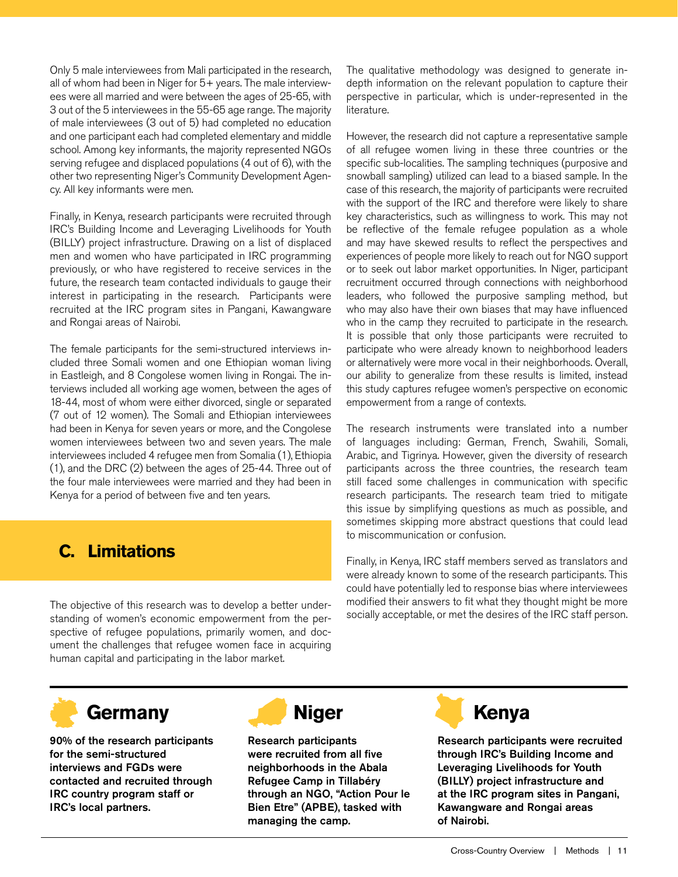Only 5 male interviewees from Mali participated in the research, all of whom had been in Niger for 5+ years. The male interviewees were all married and were between the ages of 25-65, with 3 out of the 5 interviewees in the 55-65 age range. The majority of male interviewees (3 out of 5) had completed no education and one participant each had completed elementary and middle school. Among key informants, the majority represented NGOs serving refugee and displaced populations (4 out of 6), with the other two representing Niger's Community Development Agency. All key informants were men.

Finally, in Kenya, research participants were recruited through IRC's Building Income and Leveraging Livelihoods for Youth (BILLY) project infrastructure. Drawing on a list of displaced men and women who have participated in IRC programming previously, or who have registered to receive services in the future, the research team contacted individuals to gauge their interest in participating in the research. Participants were recruited at the IRC program sites in Pangani, Kawangware and Rongai areas of Nairobi.

The female participants for the semi-structured interviews included three Somali women and one Ethiopian woman living in Eastleigh, and 8 Congolese women living in Rongai. The interviews included all working age women, between the ages of 18-44, most of whom were either divorced, single or separated (7 out of 12 women). The Somali and Ethiopian interviewees had been in Kenya for seven years or more, and the Congolese women interviewees between two and seven years. The male interviewees included 4 refugee men from Somalia (1), Ethiopia (1), and the DRC (2) between the ages of 25-44. Three out of the four male interviewees were married and they had been in Kenya for a period of between five and ten years.

## C. Limitations

The objective of this research was to develop a better understanding of women's economic empowerment from the perspective of refugee populations, primarily women, and document the challenges that refugee women face in acquiring human capital and participating in the labor market.

The qualitative methodology was designed to generate in-depth information on the relevant population to capture their perspective in particular, which is under-represented in the literature.

However, the research did not capture a representative sample of all refugee women living in these three countries or the specific sub-localities. The sampling techniques (purposive and snowball sampling) utilized can lead to a biased sample. In the case of this research, the majority of participants were recruited with the support of the IRC and therefore were likely to share key characteristics, such as willingness to work. This may not be reflective of the female refugee population as a whole and may have skewed results to reflect the perspectives and experiences of people more likely to reach out for NGO support or to seek out labor market opportunities. In Niger, participant recruitment occurred through connections with neighborhood leaders, who followed the purposive sampling method, but who may also have their own biases that may have influenced who in the camp they recruited to participate in the research. It is possible that only those participants were recruited to participate who were already known to neighborhood leaders or alternatively were more vocal in their neighborhoods. Overall, our ability to generalize from these results is limited, instead this study captures refugee women's perspective on economic empowerment from a range of contexts.

The research instruments were translated into a number of languages including: German, French, Swahili, Somali, Arabic, and Tigrinya. However, given the diversity of research participants across the three countries, the research team still faced some challenges in communication with specific research participants. The research team tried to mitigate this issue by simplifying questions as much as possible, and sometimes skipping more abstract questions that could lead to miscommunication or confusion.

Finally, in Kenya, IRC staff members served as translators and were already known to some of the research participants. This could have potentially led to response bias where interviewees modified their answers to fit what they thought might be more socially acceptable, or met the desires of the IRC staff person.

### Germany

**90% of the research participants for the semi-structured interviews and FGDs were contacted and recruited through IRC country program staff or IRC's local partners.**

### Niger

**Research participants were recruited from all five neighborhoods in the Abala Refugee Camp in Tillabéry through an NGO, "Action Pour le Bien Etre" (APBE), tasked with managing the camp.**

### Kenya

**Research participants were recruited through IRC's Building Income and Leveraging Livelihoods for Youth (BILLY) project infrastructure and at the IRC program sites in Pangani, Kawangware and Rongai areas of Nairobi.**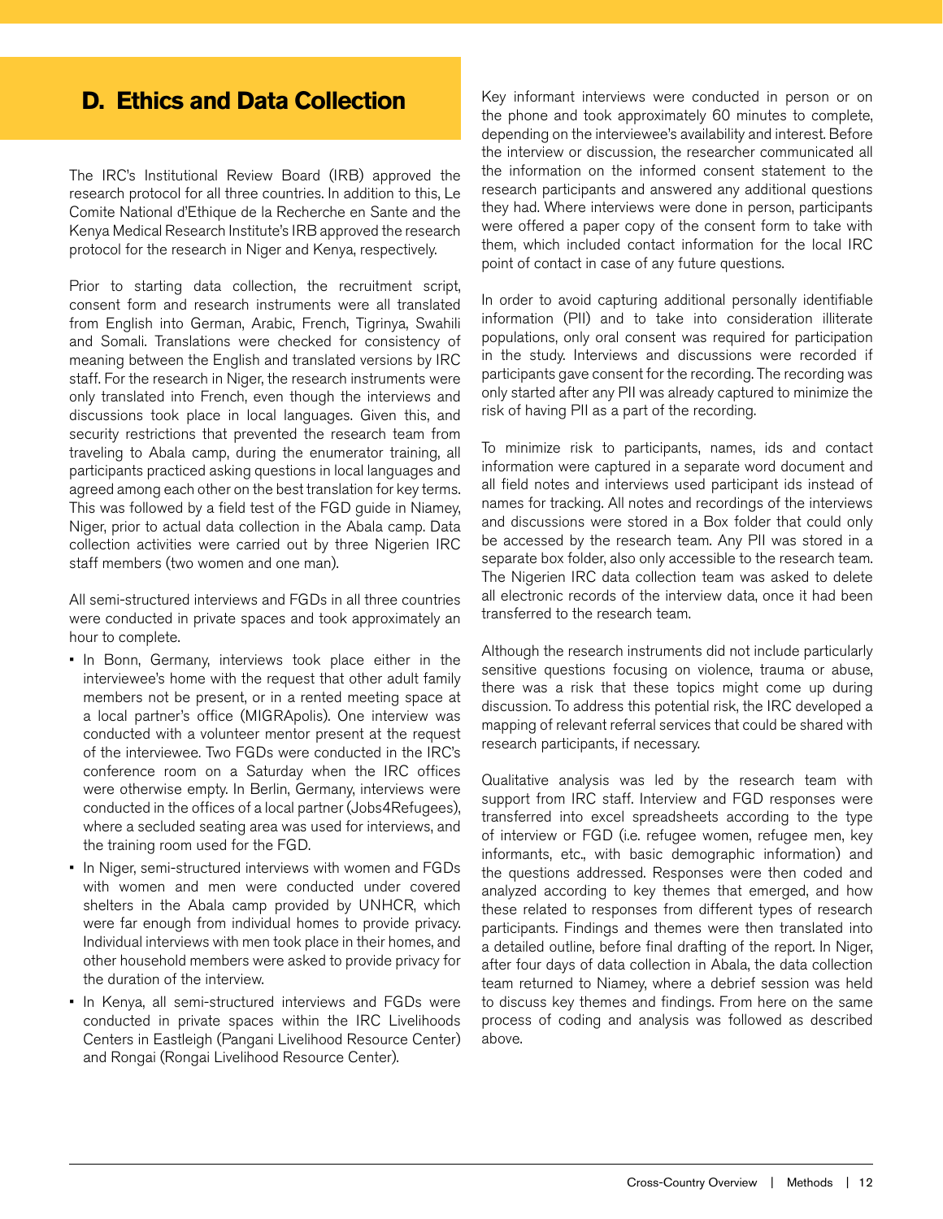## D. Ethics and Data Collection

The IRC's Institutional Review Board (IRB) approved the research protocol for all three countries. In addition to this, Le Comite National d'Ethique de la Recherche en Sante and the Kenya Medical Research Institute's IRB approved the research protocol for the research in Niger and Kenya, respectively.

Prior to starting data collection, the recruitment script, consent form and research instruments were all translated from English into German, Arabic, French, Tigrinya, Swahili and Somali. Translations were checked for consistency of meaning between the English and translated versions by IRC staff. For the research in Niger, the research instruments were only translated into French, even though the interviews and discussions took place in local languages. Given this, and security restrictions that prevented the research team from traveling to Abala camp, during the enumerator training, all participants practiced asking questions in local languages and agreed among each other on the best translation for key terms. This was followed by a field test of the FGD guide in Niamey, Niger, prior to actual data collection in the Abala camp. Data collection activities were carried out by three Nigerien IRC staff members (two women and one man).

All semi-structured interviews and FGDs in all three countries were conducted in private spaces and took approximately an hour to complete.

- In Bonn, Germany, interviews took place either in the interviewee's home with the request that other adult family members not be present, or in a rented meeting space at a local partner's office (MIGRApolis). One interview was conducted with a volunteer mentor present at the request of the interviewee. Two FGDs were conducted in the IRC's conference room on a Saturday when the IRC offices were otherwise empty. In Berlin, Germany, interviews were conducted in the offices of a local partner (Jobs4Refugees), where a secluded seating area was used for interviews, and the training room used for the FGD.
- In Niger, semi-structured interviews with women and FGDs with women and men were conducted under covered shelters in the Abala camp provided by UNHCR, which were far enough from individual homes to provide privacy. Individual interviews with men took place in their homes, and other household members were asked to provide privacy for the duration of the interview.
- In Kenya, all semi-structured interviews and FGDs were conducted in private spaces within the IRC Livelihoods Centers in Eastleigh (Pangani Livelihood Resource Center) and Rongai (Rongai Livelihood Resource Center).

Key informant interviews were conducted in person or on the phone and took approximately 60 minutes to complete, depending on the interviewee's availability and interest. Before the interview or discussion, the researcher communicated all the information on the informed consent statement to the research participants and answered any additional questions they had. Where interviews were done in person, participants were offered a paper copy of the consent form to take with them, which included contact information for the local IRC point of contact in case of any future questions.

In order to avoid capturing additional personally identifiable information (PII) and to take into consideration illiterate populations, only oral consent was required for participation in the study. Interviews and discussions were recorded if participants gave consent for the recording. The recording was only started after any PII was already captured to minimize the risk of having PII as a part of the recording.

To minimize risk to participants, names, ids and contact information were captured in a separate word document and all field notes and interviews used participant ids instead of names for tracking. All notes and recordings of the interviews and discussions were stored in a Box folder that could only be accessed by the research team. Any PII was stored in a separate box folder, also only accessible to the research team. The Nigerien IRC data collection team was asked to delete all electronic records of the interview data, once it had been transferred to the research team.

Although the research instruments did not include particularly sensitive questions focusing on violence, trauma or abuse, there was a risk that these topics might come up during discussion. To address this potential risk, the IRC developed a mapping of relevant referral services that could be shared with research participants, if necessary.

Qualitative analysis was led by the research team with support from IRC staff. Interview and FGD responses were transferred into excel spreadsheets according to the type of interview or FGD (i.e. refugee women, refugee men, key informants, etc., with basic demographic information) and the questions addressed. Responses were then coded and analyzed according to key themes that emerged, and how these related to responses from different types of research participants. Findings and themes were then translated into a detailed outline, before final drafting of the report. In Niger, after four days of data collection in Abala, the data collection team returned to Niamey, where a debrief session was held to discuss key themes and findings. From here on the same process of coding and analysis was followed as described above.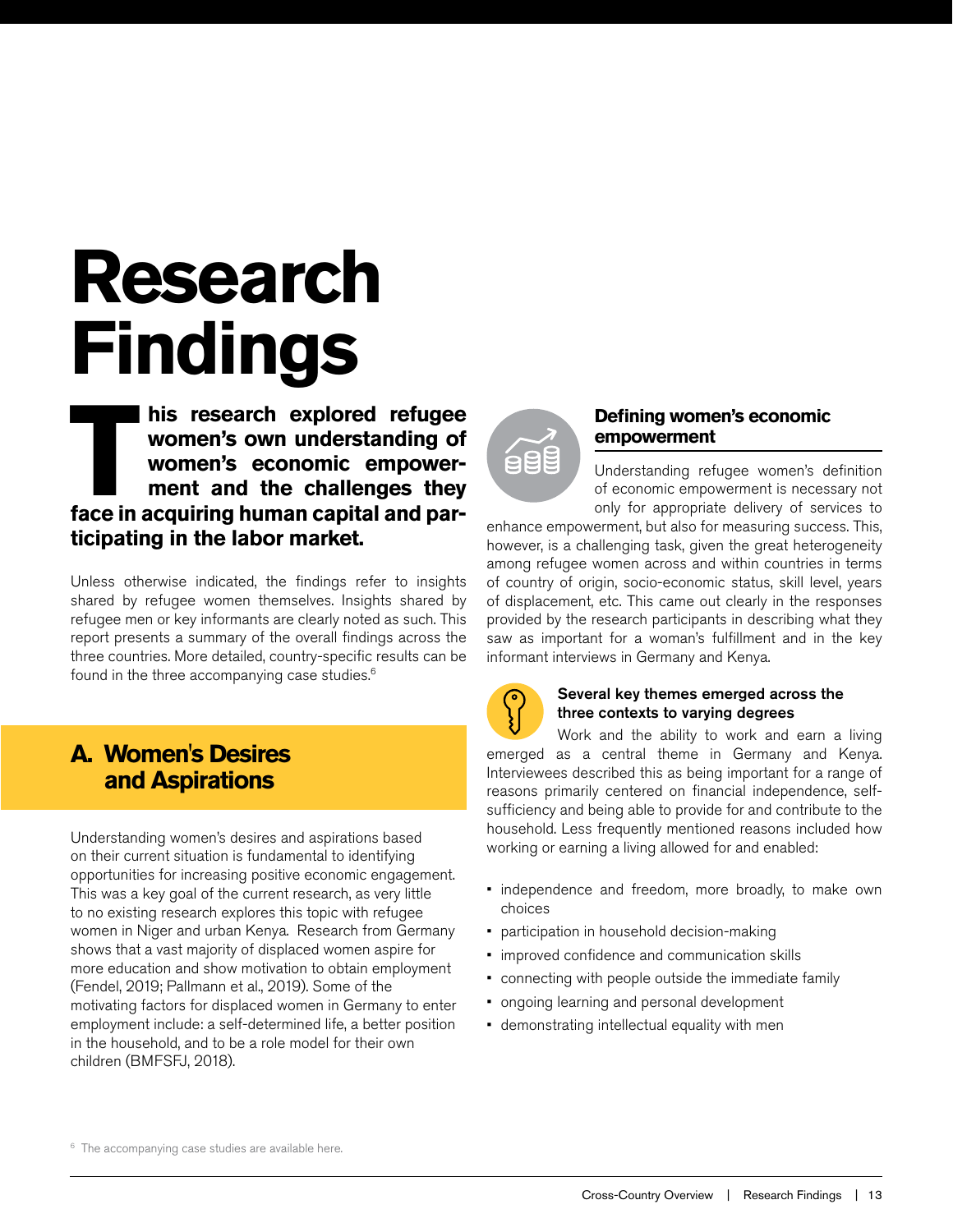# Research Findings

**This research explored refugee women's own understanding of women's economic empowerment and the challenges they face in acquiring human capital and participating in the labor market.**

Unless otherwise indicated, the findings refer to insights shared by refugee women themselves. Insights shared by refugee men or key informants are clearly noted as such. This report presents a summary of the overall findings across the three countries. More detailed, country-specific results can be found in the three accompanying case studies.[6]

## A. Women's Desires and Aspirations

Understanding women's desires and aspirations based on their current situation is fundamental to identifying opportunities for increasing positive economic engagement. This was a key goal of the current research, as very little to no existing research explores this topic with refugee women in Niger and urban Kenya. Research from Germany shows that a vast majority of displaced women aspire for more education and show motivation to obtain employment (Fendel, 2019; Pallmann et al., 2019). Some of the motivating factors for displaced women in Germany to enter employment include: a self-determined life, a better position in the household, and to be a role model for their own children (BMFSFJ, 2018).

### Defining women's economic empowerment

Understanding refugee women's definition of economic empowerment is necessary not only for appropriate delivery of services to enhance empowerment, but also for measuring success. This, however, is a challenging task, given the great heterogeneity among refugee women across and within countries in terms of country of origin, socio-economic status, skill level, years of displacement, etc. This came out clearly in the responses provided by the research participants in describing what they saw as important for a woman's fulfillment and in the key informant interviews in Germany and Kenya.

#### Several key themes emerged across the three contexts to varying degrees

Work and the ability to work and earn a living emerged as a central theme in Germany and Kenya. Interviewees described this as being important for a range of reasons primarily centered on financial independence, self-sufficiency and being able to provide for and contribute to the household. Less frequently mentioned reasons included how working or earning a living allowed for and enabled:

- independence and freedom, more broadly, to make own choices
- participation in household decision-making
- improved confidence and communication skills
- connecting with people outside the immediate family
- ongoing learning and personal development
- demonstrating intellectual equality with men

[6] The accompanying case studies are available here.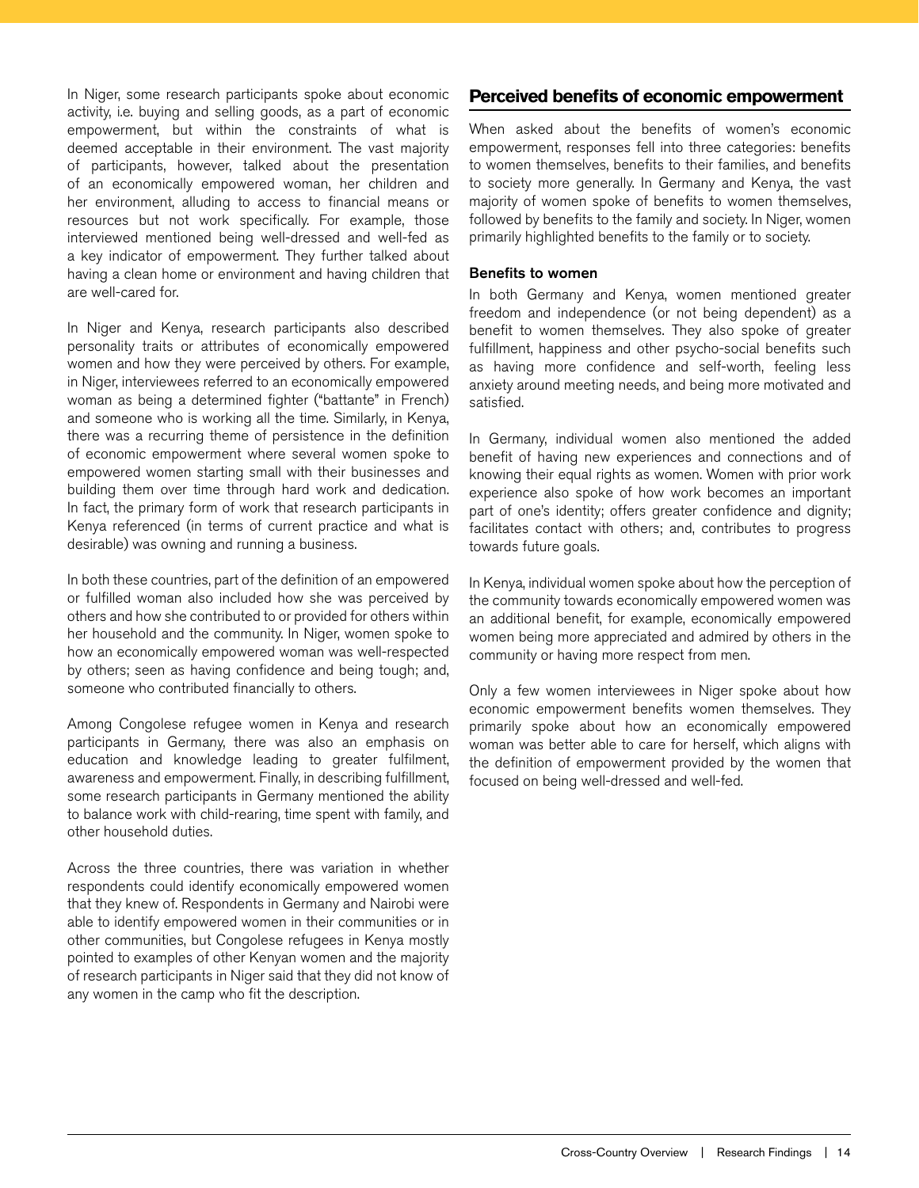In Niger, some research participants spoke about economic activity, i.e. buying and selling goods, as a part of economic empowerment, but within the constraints of what is deemed acceptable in their environment. The vast majority of participants, however, talked about the presentation of an economically empowered woman, her children and her environment, alluding to access to financial means or resources but not work specifically. For example, those interviewed mentioned being well-dressed and well-fed as a key indicator of empowerment. They further talked about having a clean home or environment and having children that are well-cared for.

In Niger and Kenya, research participants also described personality traits or attributes of economically empowered women and how they were perceived by others. For example, in Niger, interviewees referred to an economically empowered woman as being a determined fighter ("battante" in French) and someone who is working all the time. Similarly, in Kenya, there was a recurring theme of persistence in the definition of economic empowerment where several women spoke to empowered women starting small with their businesses and building them over time through hard work and dedication. In fact, the primary form of work that research participants in Kenya referenced (in terms of current practice and what is desirable) was owning and running a business.

In both these countries, part of the definition of an empowered or fulfilled woman also included how she was perceived by others and how she contributed to or provided for others within her household and the community. In Niger, women spoke to how an economically empowered woman was well-respected by others; seen as having confidence and being tough; and, someone who contributed financially to others.

Among Congolese refugee women in Kenya and research participants in Germany, there was also an emphasis on education and knowledge leading to greater fulfilment, awareness and empowerment. Finally, in describing fulfillment, some research participants in Germany mentioned the ability to balance work with child-rearing, time spent with family, and other household duties.

Across the three countries, there was variation in whether respondents could identify economically empowered women that they knew of. Respondents in Germany and Nairobi were able to identify empowered women in their communities or in other communities, but Congolese refugees in Kenya mostly pointed to examples of other Kenyan women and the majority of research participants in Niger said that they did not know of any women in the camp who fit the description.

## Perceived benefits of economic empowerment

When asked about the benefits of women's economic empowerment, responses fell into three categories: benefits to women themselves, benefits to their families, and benefits to society more generally. In Germany and Kenya, the vast majority of women spoke of benefits to women themselves, followed by benefits to the family and society. In Niger, women primarily highlighted benefits to the family or to society.

### Benefits to women

In both Germany and Kenya, women mentioned greater freedom and independence (or not being dependent) as a benefit to women themselves. They also spoke of greater fulfillment, happiness and other psycho-social benefits such as having more confidence and self-worth, feeling less anxiety around meeting needs, and being more motivated and satisfied.

In Germany, individual women also mentioned the added benefit of having new experiences and connections and of knowing their equal rights as women. Women with prior work experience also spoke of how work becomes an important part of one's identity; offers greater confidence and dignity; facilitates contact with others; and, contributes to progress towards future goals.

In Kenya, individual women spoke about how the perception of the community towards economically empowered women was an additional benefit, for example, economically empowered women being more appreciated and admired by others in the community or having more respect from men.

Only a few women interviewees in Niger spoke about how economic empowerment benefits women themselves. They primarily spoke about how an economically empowered woman was better able to care for herself, which aligns with the definition of empowerment provided by the women that focused on being well-dressed and well-fed.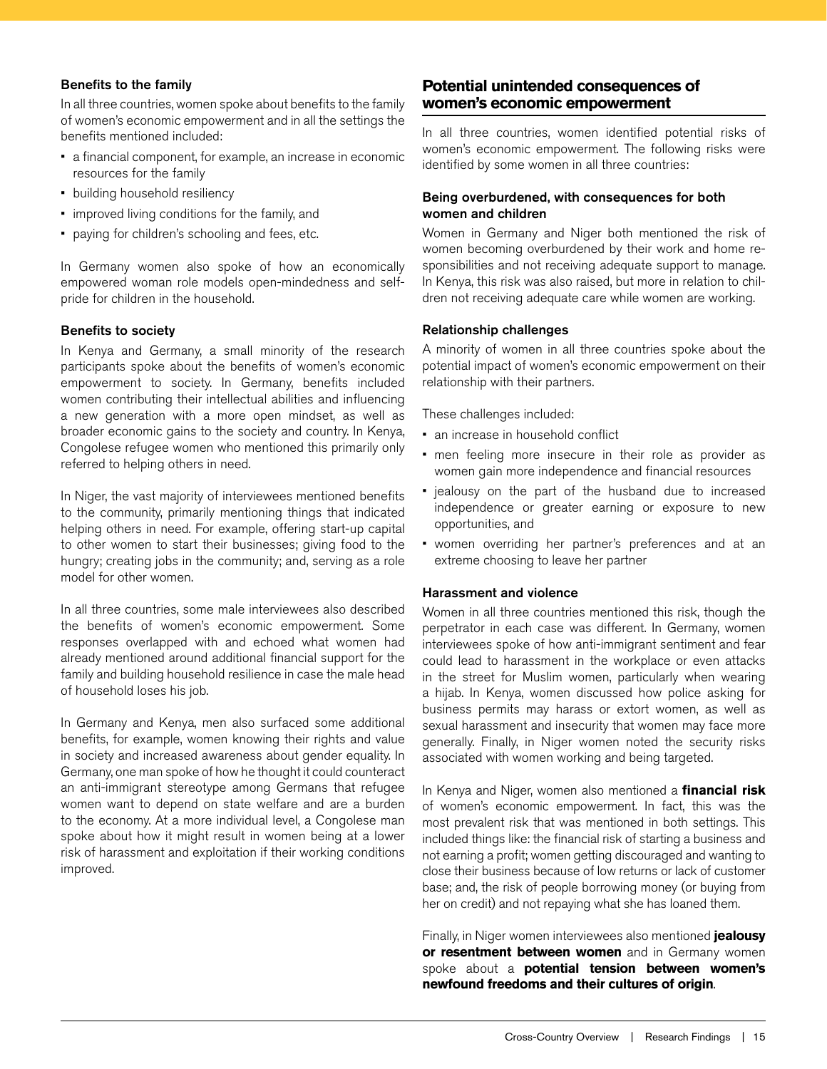### Benefits to the family

In all three countries, women spoke about benefits to the family of women's economic empowerment and in all the settings the benefits mentioned included:

- a financial component, for example, an increase in economic resources for the family
- building household resiliency
- improved living conditions for the family, and
- paying for children's schooling and fees, etc.

In Germany women also spoke of how an economically empowered woman role models open-mindedness and self-pride for children in the household.

### Benefits to society

In Kenya and Germany, a small minority of the research participants spoke about the benefits of women's economic empowerment to society. In Germany, benefits included women contributing their intellectual abilities and influencing a new generation with a more open mindset, as well as broader economic gains to the society and country. In Kenya, Congolese refugee women who mentioned this primarily only referred to helping others in need.

In Niger, the vast majority of interviewees mentioned benefits to the community, primarily mentioning things that indicated helping others in need. For example, offering start-up capital to other women to start their businesses; giving food to the hungry; creating jobs in the community; and, serving as a role model for other women.

In all three countries, some male interviewees also described the benefits of women's economic empowerment. Some responses overlapped with and echoed what women had already mentioned around additional financial support for the family and building household resilience in case the male head of household loses his job.

In Germany and Kenya, men also surfaced some additional benefits, for example, women knowing their rights and value in society and increased awareness about gender equality. In Germany, one man spoke of how he thought it could counteract an anti-immigrant stereotype among Germans that refugee women want to depend on state welfare and are a burden to the economy. At a more individual level, a Congolese man spoke about how it might result in women being at a lower risk of harassment and exploitation if their working conditions improved.

## Potential unintended consequences of women's economic empowerment

In all three countries, women identified potential risks of women's economic empowerment. The following risks were identified by some women in all three countries:

### Being overburdened, with consequences for both women and children

Women in Germany and Niger both mentioned the risk of women becoming overburdened by their work and home responsibilities and not receiving adequate support to manage. In Kenya, this risk was also raised, but more in relation to children not receiving adequate care while women are working.

### Relationship challenges

A minority of women in all three countries spoke about the potential impact of women's economic empowerment on their relationship with their partners.

These challenges included:

- an increase in household conflict
- men feeling more insecure in their role as provider as women gain more independence and financial resources
- jealousy on the part of the husband due to increased independence or greater earning or exposure to new opportunities, and
- women overriding her partner's preferences and at an extreme choosing to leave her partner

### Harassment and violence

Women in all three countries mentioned this risk, though the perpetrator in each case was different. In Germany, women interviewees spoke of how anti-immigrant sentiment and fear could lead to harassment in the workplace or even attacks in the street for Muslim women, particularly when wearing a hijab. In Kenya, women discussed how police asking for business permits may harass or extort women, as well as sexual harassment and insecurity that women may face more generally. Finally, in Niger women noted the security risks associated with women working and being targeted.

In Kenya and Niger, women also mentioned a **financial risk** of women's economic empowerment. In fact, this was the most prevalent risk that was mentioned in both settings. This included things like: the financial risk of starting a business and not earning a profit; women getting discouraged and wanting to close their business because of low returns or lack of customer base; and, the risk of people borrowing money (or buying from her on credit) and not repaying what she has loaned them.

Finally, in Niger women interviewees also mentioned **jealousy or resentment between women** and in Germany women spoke about a **potential tension between women's newfound freedoms and their cultures of origin**.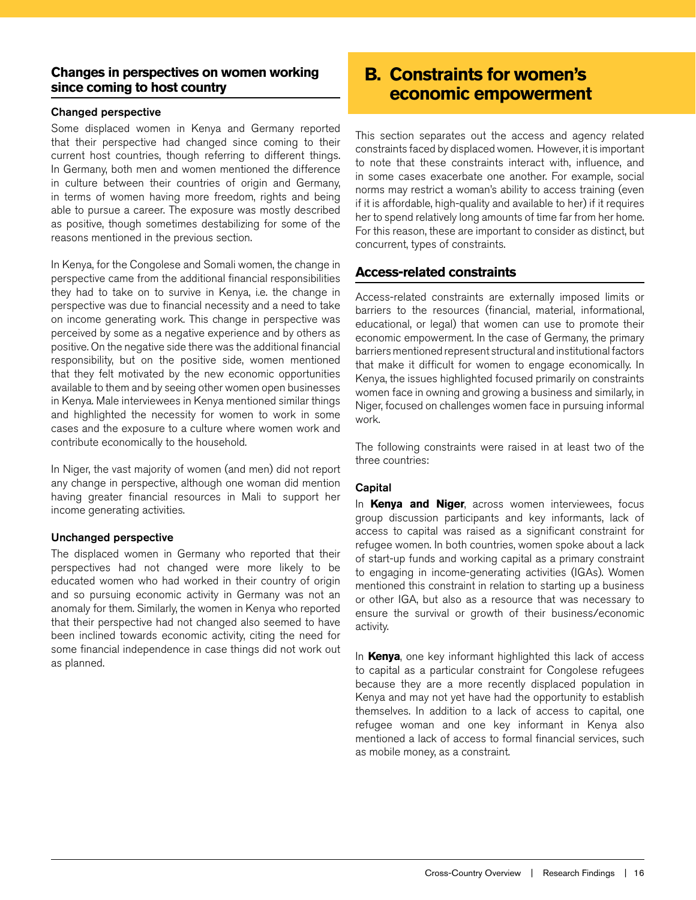### Changes in perspectives on women working since coming to host country

#### Changed perspective

Some displaced women in Kenya and Germany reported that their perspective had changed since coming to their current host countries, though referring to different things. In Germany, both men and women mentioned the difference in culture between their countries of origin and Germany, in terms of women having more freedom, rights and being able to pursue a career. The exposure was mostly described as positive, though sometimes destabilizing for some of the reasons mentioned in the previous section.

In Kenya, for the Congolese and Somali women, the change in perspective came from the additional financial responsibilities they had to take on to survive in Kenya, i.e. the change in perspective was due to financial necessity and a need to take on income generating work. This change in perspective was perceived by some as a negative experience and by others as positive. On the negative side there was the additional financial responsibility, but on the positive side, women mentioned that they felt motivated by the new economic opportunities available to them and by seeing other women open businesses in Kenya. Male interviewees in Kenya mentioned similar things and highlighted the necessity for women to work in some cases and the exposure to a culture where women work and contribute economically to the household.

In Niger, the vast majority of women (and men) did not report any change in perspective, although one woman did mention having greater financial resources in Mali to support her income generating activities.

#### Unchanged perspective

The displaced women in Germany who reported that their perspectives had not changed were more likely to be educated women who had worked in their country of origin and so pursuing economic activity in Germany was not an anomaly for them. Similarly, the women in Kenya who reported that their perspective had not changed also seemed to have been inclined towards economic activity, citing the need for some financial independence in case things did not work out as planned.

## B. Constraints for women's economic empowerment

This section separates out the access and agency related constraints faced by displaced women. However, it is important to note that these constraints interact with, influence, and in some cases exacerbate one another. For example, social norms may restrict a woman's ability to access training (even if it is affordable, high-quality and available to her) if it requires her to spend relatively long amounts of time far from her home. For this reason, these are important to consider as distinct, but concurrent, types of constraints.

### Access-related constraints

Access-related constraints are externally imposed limits or barriers to the resources (financial, material, informational, educational, or legal) that women can use to promote their economic empowerment. In the case of Germany, the primary barriers mentioned represent structural and institutional factors that make it difficult for women to engage economically. In Kenya, the issues highlighted focused primarily on constraints women face in owning and growing a business and similarly, in Niger, focused on challenges women face in pursuing informal work.

The following constraints were raised in at least two of the three countries:

#### Capital

In **Kenya and Niger**, across women interviewees, focus group discussion participants and key informants, lack of access to capital was raised as a significant constraint for refugee women. In both countries, women spoke about a lack of start-up funds and working capital as a primary constraint to engaging in income-generating activities (IGAs). Women mentioned this constraint in relation to starting up a business or other IGA, but also as a resource that was necessary to ensure the survival or growth of their business/economic activity.

In **Kenya**, one key informant highlighted this lack of access to capital as a particular constraint for Congolese refugees because they are a more recently displaced population in Kenya and may not yet have had the opportunity to establish themselves. In addition to a lack of access to capital, one refugee woman and one key informant in Kenya also mentioned a lack of access to formal financial services, such as mobile money, as a constraint.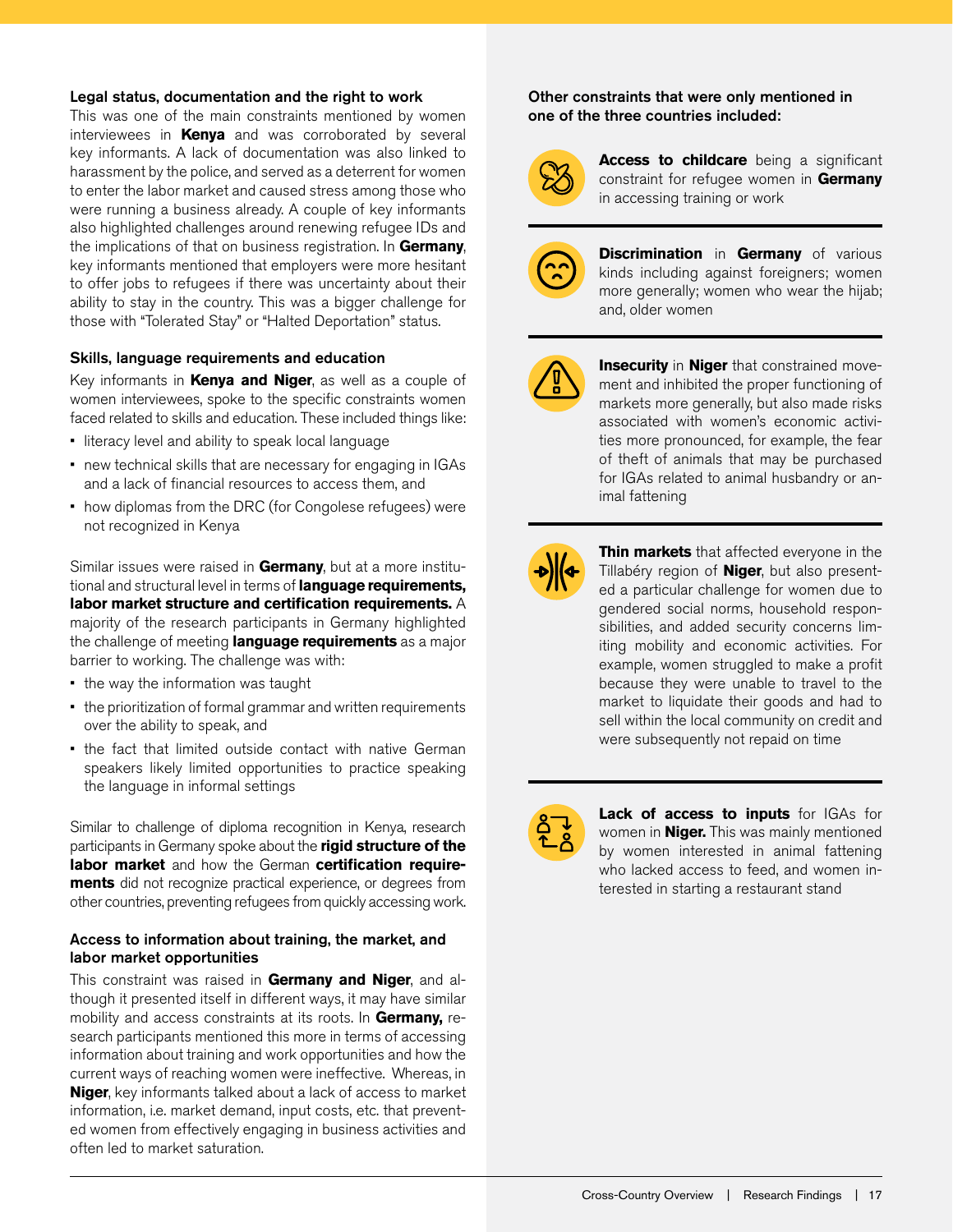### Legal status, documentation and the right to work

This was one of the main constraints mentioned by women interviewees in **Kenya** and was corroborated by several key informants. A lack of documentation was also linked to harassment by the police, and served as a deterrent for women to enter the labor market and caused stress among those who were running a business already. A couple of key informants also highlighted challenges around renewing refugee IDs and the implications of that on business registration. In **Germany**, key informants mentioned that employers were more hesitant to offer jobs to refugees if there was uncertainty about their ability to stay in the country. This was a bigger challenge for those with "Tolerated Stay" or "Halted Deportation" status.

### Skills, language requirements and education

Key informants in **Kenya and Niger**, as well as a couple of women interviewees, spoke to the specific constraints women faced related to skills and education. These included things like:

- literacy level and ability to speak local language
- new technical skills that are necessary for engaging in IGAs and a lack of financial resources to access them, and
- how diplomas from the DRC (for Congolese refugees) were not recognized in Kenya

Similar issues were raised in **Germany**, but at a more institutional and structural level in terms of **language requirements, labor market structure and certification requirements.** A majority of the research participants in Germany highlighted the challenge of meeting **language requirements** as a major barrier to working. The challenge was with:

- the way the information was taught
- the prioritization of formal grammar and written requirements over the ability to speak, and
- the fact that limited outside contact with native German speakers likely limited opportunities to practice speaking the language in informal settings

Similar to challenge of diploma recognition in Kenya, research participants in Germany spoke about the **rigid structure of the labor market** and how the German **certification requirements** did not recognize practical experience, or degrees from other countries, preventing refugees from quickly accessing work.

### Access to information about training, the market, and labor market opportunities

This constraint was raised in **Germany and Niger**, and although it presented itself in different ways, it may have similar mobility and access constraints at its roots. In **Germany,** research participants mentioned this more in terms of accessing information about training and work opportunities and how the current ways of reaching women were ineffective. Whereas, in **Niger**, key informants talked about a lack of access to market information, i.e. market demand, input costs, etc. that prevented women from effectively engaging in business activities and often led to market saturation.

### Other constraints that were only mentioned in one of the three countries included:

**Access to childcare** being a significant constraint for refugee women in **Germany** in accessing training or work

**Discrimination** in **Germany** of various kinds including against foreigners; women more generally; women who wear the hijab; and, older women

**Insecurity** in **Niger** that constrained movement and inhibited the proper functioning of markets more generally, but also made risks associated with women's economic activities more pronounced, for example, the fear of theft of animals that may be purchased for IGAs related to animal husbandry or animal fattening

**Thin markets** that affected everyone in the Tillabéry region of **Niger**, but also presented a particular challenge for women due to gendered social norms, household responsibilities, and added security concerns limiting mobility and economic activities. For example, women struggled to make a profit because they were unable to travel to the market to liquidate their goods and had to sell within the local community on credit and were subsequently not repaid on time

**Lack of access to inputs** for IGAs for women in **Niger.** This was mainly mentioned by women interested in animal fattening who lacked access to feed, and women interested in starting a restaurant stand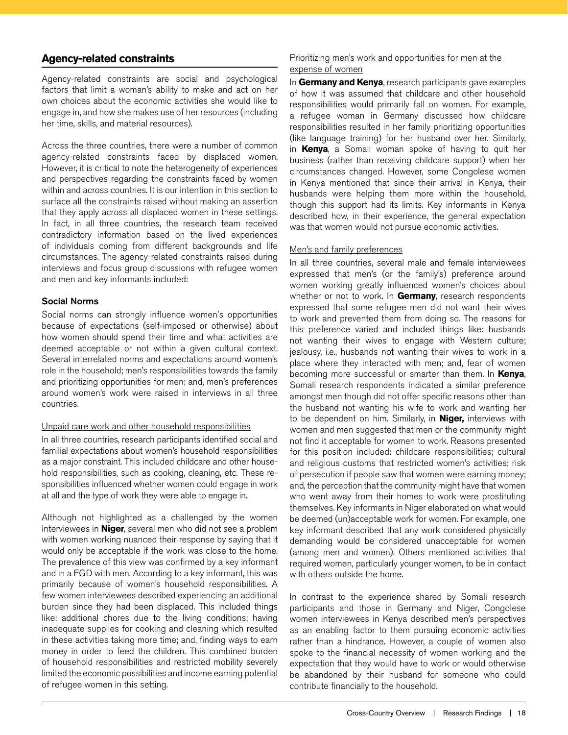## Agency-related constraints

Agency-related constraints are social and psychological factors that limit a woman's ability to make and act on her own choices about the economic activities she would like to engage in, and how she makes use of her resources (including her time, skills, and material resources).

Across the three countries, there were a number of common agency-related constraints faced by displaced women. However, it is critical to note the heterogeneity of experiences and perspectives regarding the constraints faced by women within and across countries. It is our intention in this section to surface all the constraints raised without making an assertion that they apply across all displaced women in these settings. In fact, in all three countries, the research team received contradictory information based on the lived experiences of individuals coming from different backgrounds and life circumstances. The agency-related constraints raised during interviews and focus group discussions with refugee women and men and key informants included:

### Social Norms

Social norms can strongly influence women's opportunities because of expectations (self-imposed or otherwise) about how women should spend their time and what activities are deemed acceptable or not within a given cultural context. Several interrelated norms and expectations around women's role in the household; men's responsibilities towards the family and prioritizing opportunities for men; and, men's preferences around women's work were raised in interviews in all three countries.

Unpaid care work and other household responsibilities

In all three countries, research participants identified social and familial expectations about women's household responsibilities as a major constraint. This included childcare and other household responsibilities, such as cooking, cleaning, etc. These responsibilities influenced whether women could engage in work at all and the type of work they were able to engage in.

Although not highlighted as a challenged by the women interviewees in **Niger**, several men who did not see a problem with women working nuanced their response by saying that it would only be acceptable if the work was close to the home. The prevalence of this view was confirmed by a key informant and in a FGD with men. According to a key informant, this was primarily because of women's household responsibilities. A few women interviewees described experiencing an additional burden since they had been displaced. This included things like: additional chores due to the living conditions; having inadequate supplies for cooking and cleaning which resulted in these activities taking more time; and, finding ways to earn money in order to feed the children. This combined burden of household responsibilities and restricted mobility severely limited the economic possibilities and income earning potential of refugee women in this setting.

Prioritizing men's work and opportunities for men at the expense of women

In **Germany and Kenya**, research participants gave examples of how it was assumed that childcare and other household responsibilities would primarily fall on women. For example, a refugee woman in Germany discussed how childcare responsibilities resulted in her family prioritizing opportunities (like language training) for her husband over her. Similarly, in **Kenya**, a Somali woman spoke of having to quit her business (rather than receiving childcare support) when her circumstances changed. However, some Congolese women in Kenya mentioned that since their arrival in Kenya, their husbands were helping them more within the household, though this support had its limits. Key informants in Kenya described how, in their experience, the general expectation was that women would not pursue economic activities.

Men's and family preferences

In all three countries, several male and female interviewees expressed that men's (or the family's) preference around women working greatly influenced women's choices about whether or not to work. In **Germany**, research respondents expressed that some refugee men did not want their wives to work and prevented them from doing so. The reasons for this preference varied and included things like: husbands not wanting their wives to engage with Western culture; jealousy, i.e., husbands not wanting their wives to work in a place where they interacted with men; and, fear of women becoming more successful or smarter than them. In **Kenya**, Somali research respondents indicated a similar preference amongst men though did not offer specific reasons other than the husband not wanting his wife to work and wanting her to be dependent on him. Similarly, in **Niger,** interviews with women and men suggested that men or the community might not find it acceptable for women to work. Reasons presented for this position included: childcare responsibilities; cultural and religious customs that restricted women's activities; risk of persecution if people saw that women were earning money; and, the perception that the community might have that women who went away from their homes to work were prostituting themselves. Key informants in Niger elaborated on what would be deemed (un)acceptable work for women. For example, one key informant described that any work considered physically demanding would be considered unacceptable for women (among men and women). Others mentioned activities that required women, particularly younger women, to be in contact with others outside the home.

In contrast to the experience shared by Somali research participants and those in Germany and Niger, Congolese women interviewees in Kenya described men's perspectives as an enabling factor to them pursuing economic activities rather than a hindrance. However, a couple of women also spoke to the financial necessity of women working and the expectation that they would have to work or would otherwise be abandoned by their husband for someone who could contribute financially to the household.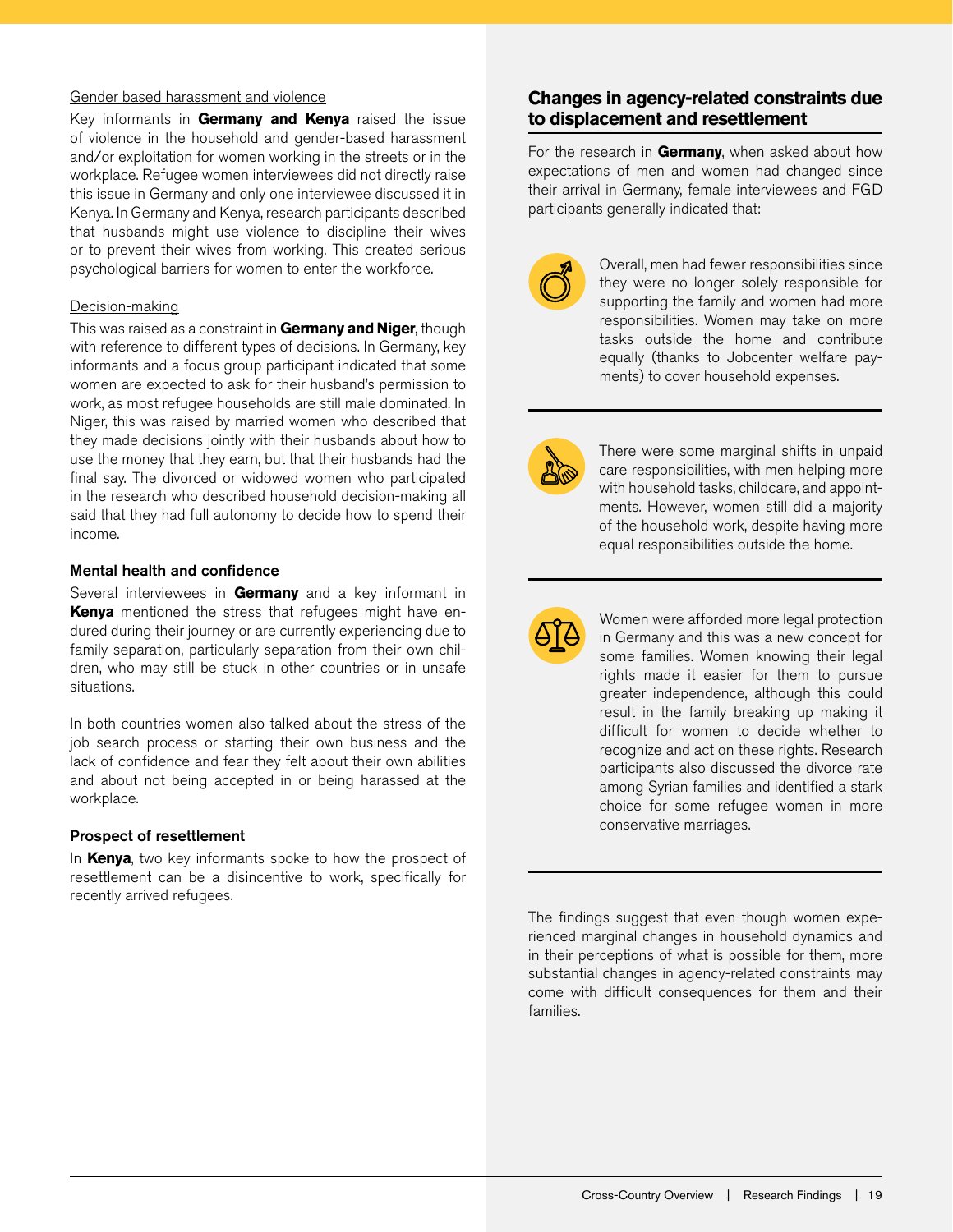Gender based harassment and violence

Key informants in **Germany and Kenya** raised the issue of violence in the household and gender-based harassment and/or exploitation for women working in the streets or in the workplace. Refugee women interviewees did not directly raise this issue in Germany and only one interviewee discussed it in Kenya. In Germany and Kenya, research participants described that husbands might use violence to discipline their wives or to prevent their wives from working. This created serious psychological barriers for women to enter the workforce.

Decision-making

This was raised as a constraint in **Germany and Niger**, though with reference to different types of decisions. In Germany, key informants and a focus group participant indicated that some women are expected to ask for their husband's permission to work, as most refugee households are still male dominated. In Niger, this was raised by married women who described that they made decisions jointly with their husbands about how to use the money that they earn, but that their husbands had the final say. The divorced or widowed women who participated in the research who described household decision-making all said that they had full autonomy to decide how to spend their income.

#### Mental health and confidence

Several interviewees in **Germany** and a key informant in **Kenya** mentioned the stress that refugees might have endured during their journey or are currently experiencing due to family separation, particularly separation from their own children, who may still be stuck in other countries or in unsafe situations.

In both countries women also talked about the stress of the job search process or starting their own business and the lack of confidence and fear they felt about their own abilities and about not being accepted in or being harassed at the workplace.

#### Prospect of resettlement

In **Kenya**, two key informants spoke to how the prospect of resettlement can be a disincentive to work, specifically for recently arrived refugees.

### Changes in agency-related constraints due to displacement and resettlement

For the research in **Germany**, when asked about how expectations of men and women had changed since their arrival in Germany, female interviewees and FGD participants generally indicated that:

Overall, men had fewer responsibilities since they were no longer solely responsible for supporting the family and women had more responsibilities. Women may take on more tasks outside the home and contribute equally (thanks to Jobcenter welfare payments) to cover household expenses.

There were some marginal shifts in unpaid care responsibilities, with men helping more with household tasks, childcare, and appointments. However, women still did a majority of the household work, despite having more equal responsibilities outside the home.

Women were afforded more legal protection in Germany and this was a new concept for some families. Women knowing their legal rights made it easier for them to pursue greater independence, although this could result in the family breaking up making it difficult for women to decide whether to recognize and act on these rights. Research participants also discussed the divorce rate among Syrian families and identified a stark choice for some refugee women in more conservative marriages.

The findings suggest that even though women experienced marginal changes in household dynamics and in their perceptions of what is possible for them, more substantial changes in agency-related constraints may come with difficult consequences for them and their families.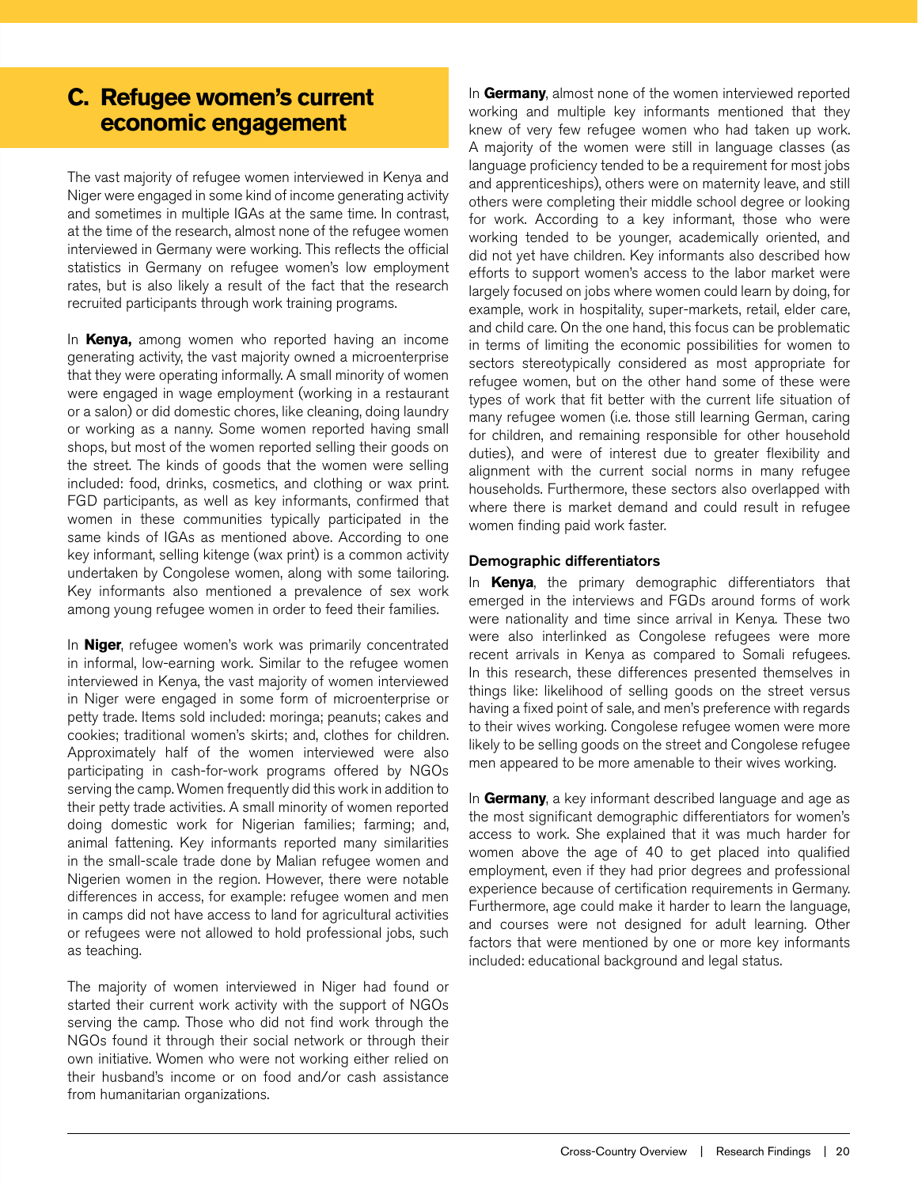## C. Refugee women's current economic engagement

The vast majority of refugee women interviewed in Kenya and Niger were engaged in some kind of income generating activity and sometimes in multiple IGAs at the same time. In contrast, at the time of the research, almost none of the refugee women interviewed in Germany were working. This reflects the official statistics in Germany on refugee women's low employment rates, but is also likely a result of the fact that the research recruited participants through work training programs.

In **Kenya,** among women who reported having an income generating activity, the vast majority owned a microenterprise that they were operating informally. A small minority of women were engaged in wage employment (working in a restaurant or a salon) or did domestic chores, like cleaning, doing laundry or working as a nanny. Some women reported having small shops, but most of the women reported selling their goods on the street. The kinds of goods that the women were selling included: food, drinks, cosmetics, and clothing or wax print. FGD participants, as well as key informants, confirmed that women in these communities typically participated in the same kinds of IGAs as mentioned above. According to one key informant, selling kitenge (wax print) is a common activity undertaken by Congolese women, along with some tailoring. Key informants also mentioned a prevalence of sex work among young refugee women in order to feed their families.

In **Niger**, refugee women's work was primarily concentrated in informal, low-earning work. Similar to the refugee women interviewed in Kenya, the vast majority of women interviewed in Niger were engaged in some form of microenterprise or petty trade. Items sold included: moringa; peanuts; cakes and cookies; traditional women's skirts; and, clothes for children. Approximately half of the women interviewed were also participating in cash-for-work programs offered by NGOs serving the camp. Women frequently did this work in addition to their petty trade activities. A small minority of women reported doing domestic work for Nigerian families; farming; and, animal fattening. Key informants reported many similarities in the small-scale trade done by Malian refugee women and Nigerien women in the region. However, there were notable differences in access, for example: refugee women and men in camps did not have access to land for agricultural activities or refugees were not allowed to hold professional jobs, such as teaching.

The majority of women interviewed in Niger had found or started their current work activity with the support of NGOs serving the camp. Those who did not find work through the NGOs found it through their social network or through their own initiative. Women who were not working either relied on their husband's income or on food and/or cash assistance from humanitarian organizations.

In **Germany**, almost none of the women interviewed reported working and multiple key informants mentioned that they knew of very few refugee women who had taken up work. A majority of the women were still in language classes (as language proficiency tended to be a requirement for most jobs and apprenticeships), others were on maternity leave, and still others were completing their middle school degree or looking for work. According to a key informant, those who were working tended to be younger, academically oriented, and did not yet have children. Key informants also described how efforts to support women's access to the labor market were largely focused on jobs where women could learn by doing, for example, work in hospitality, super-markets, retail, elder care, and child care. On the one hand, this focus can be problematic in terms of limiting the economic possibilities for women to sectors stereotypically considered as most appropriate for refugee women, but on the other hand some of these were types of work that fit better with the current life situation of many refugee women (i.e. those still learning German, caring for children, and remaining responsible for other household duties), and were of interest due to greater flexibility and alignment with the current social norms in many refugee households. Furthermore, these sectors also overlapped with where there is market demand and could result in refugee women finding paid work faster.

### Demographic differentiators

In **Kenya**, the primary demographic differentiators that emerged in the interviews and FGDs around forms of work were nationality and time since arrival in Kenya. These two were also interlinked as Congolese refugees were more recent arrivals in Kenya as compared to Somali refugees. In this research, these differences presented themselves in things like: likelihood of selling goods on the street versus having a fixed point of sale, and men's preference with regards to their wives working. Congolese refugee women were more likely to be selling goods on the street and Congolese refugee men appeared to be more amenable to their wives working.

In **Germany**, a key informant described language and age as the most significant demographic differentiators for women's access to work. She explained that it was much harder for women above the age of 40 to get placed into qualified employment, even if they had prior degrees and professional experience because of certification requirements in Germany. Furthermore, age could make it harder to learn the language, and courses were not designed for adult learning. Other factors that were mentioned by one or more key informants included: educational background and legal status.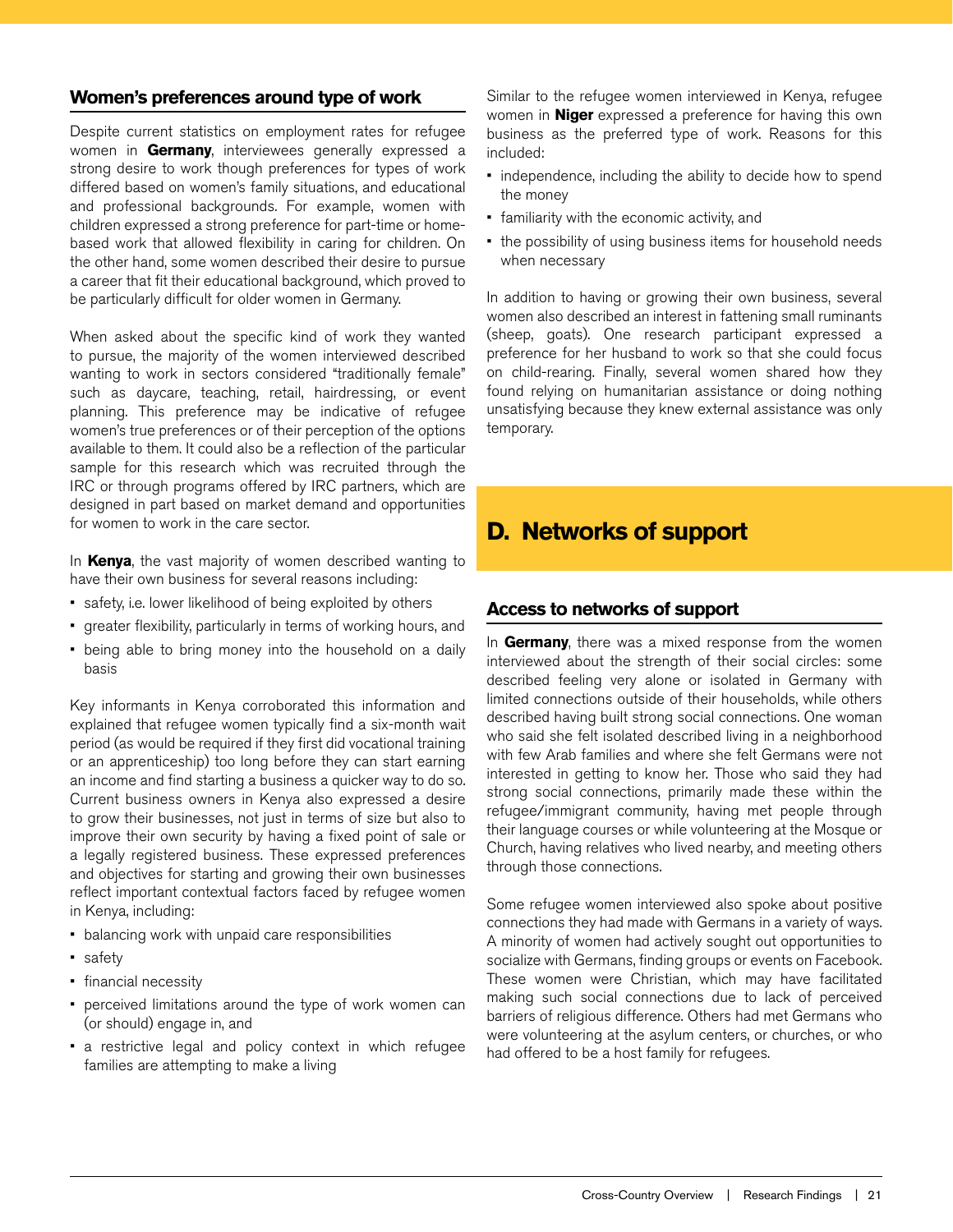### Women's preferences around type of work

Despite current statistics on employment rates for refugee women in **Germany**, interviewees generally expressed a strong desire to work though preferences for types of work differed based on women's family situations, and educational and professional backgrounds. For example, women with children expressed a strong preference for part-time or home-based work that allowed flexibility in caring for children. On the other hand, some women described their desire to pursue a career that fit their educational background, which proved to be particularly difficult for older women in Germany.

When asked about the specific kind of work they wanted to pursue, the majority of the women interviewed described wanting to work in sectors considered "traditionally female" such as daycare, teaching, retail, hairdressing, or event planning. This preference may be indicative of refugee women's true preferences or of their perception of the options available to them. It could also be a reflection of the particular sample for this research which was recruited through the IRC or through programs offered by IRC partners, which are designed in part based on market demand and opportunities for women to work in the care sector.

In **Kenya**, the vast majority of women described wanting to have their own business for several reasons including:

- safety, i.e. lower likelihood of being exploited by others
- greater flexibility, particularly in terms of working hours, and
- being able to bring money into the household on a daily basis

Key informants in Kenya corroborated this information and explained that refugee women typically find a six-month wait period (as would be required if they first did vocational training or an apprenticeship) too long before they can start earning an income and find starting a business a quicker way to do so. Current business owners in Kenya also expressed a desire to grow their businesses, not just in terms of size but also to improve their own security by having a fixed point of sale or a legally registered business. These expressed preferences and objectives for starting and growing their own businesses reflect important contextual factors faced by refugee women in Kenya, including:

- balancing work with unpaid care responsibilities
- safety
- financial necessity
- perceived limitations around the type of work women can (or should) engage in, and
- a restrictive legal and policy context in which refugee families are attempting to make a living

Similar to the refugee women interviewed in Kenya, refugee women in **Niger** expressed a preference for having this own business as the preferred type of work. Reasons for this included:

- independence, including the ability to decide how to spend the money
- familiarity with the economic activity, and
- the possibility of using business items for household needs when necessary

In addition to having or growing their own business, several women also described an interest in fattening small ruminants (sheep, goats). One research participant expressed a preference for her husband to work so that she could focus on child-rearing. Finally, several women shared how they found relying on humanitarian assistance or doing nothing unsatisfying because they knew external assistance was only temporary.

## D. Networks of support

### Access to networks of support

In **Germany**, there was a mixed response from the women interviewed about the strength of their social circles: some described feeling very alone or isolated in Germany with limited connections outside of their households, while others described having built strong social connections. One woman who said she felt isolated described living in a neighborhood with few Arab families and where she felt Germans were not interested in getting to know her. Those who said they had strong social connections, primarily made these within the refugee/immigrant community, having met people through their language courses or while volunteering at the Mosque or Church, having relatives who lived nearby, and meeting others through those connections.

Some refugee women interviewed also spoke about positive connections they had made with Germans in a variety of ways. A minority of women had actively sought out opportunities to socialize with Germans, finding groups or events on Facebook. These women were Christian, which may have facilitated making such social connections due to lack of perceived barriers of religious difference. Others had met Germans who were volunteering at the asylum centers, or churches, or who had offered to be a host family for refugees.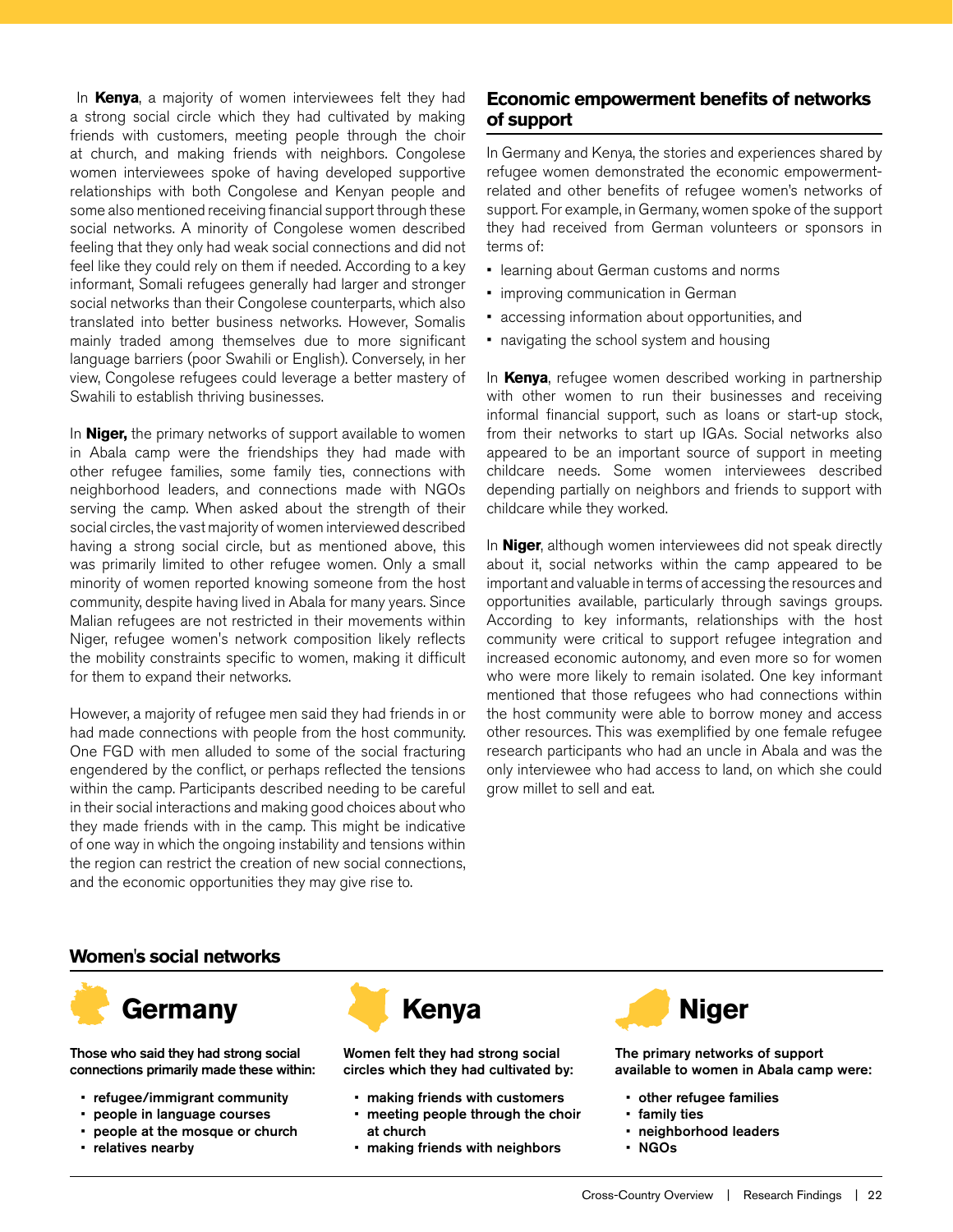In **Kenya**, a majority of women interviewees felt they had a strong social circle which they had cultivated by making friends with customers, meeting people through the choir at church, and making friends with neighbors. Congolese women interviewees spoke of having developed supportive relationships with both Congolese and Kenyan people and some also mentioned receiving financial support through these social networks. A minority of Congolese women described feeling that they only had weak social connections and did not feel like they could rely on them if needed. According to a key informant, Somali refugees generally had larger and stronger social networks than their Congolese counterparts, which also translated into better business networks. However, Somalis mainly traded among themselves due to more significant language barriers (poor Swahili or English). Conversely, in her view, Congolese refugees could leverage a better mastery of Swahili to establish thriving businesses.

In **Niger,** the primary networks of support available to women in Abala camp were the friendships they had made with other refugee families, some family ties, connections with neighborhood leaders, and connections made with NGOs serving the camp. When asked about the strength of their social circles, the vast majority of women interviewed described having a strong social circle, but as mentioned above, this was primarily limited to other refugee women. Only a small minority of women reported knowing someone from the host community, despite having lived in Abala for many years. Since Malian refugees are not restricted in their movements within Niger, refugee women's network composition likely reflects the mobility constraints specific to women, making it difficult for them to expand their networks.

However, a majority of refugee men said they had friends in or had made connections with people from the host community. One FGD with men alluded to some of the social fracturing engendered by the conflict, or perhaps reflected the tensions within the camp. Participants described needing to be careful in their social interactions and making good choices about who they made friends with in the camp. This might be indicative of one way in which the ongoing instability and tensions within the region can restrict the creation of new social connections, and the economic opportunities they may give rise to.

## Economic empowerment benefits of networks of support

In Germany and Kenya, the stories and experiences shared by refugee women demonstrated the economic empowerment-related and other benefits of refugee women's networks of support. For example, in Germany, women spoke of the support they had received from German volunteers or sponsors in terms of:

- learning about German customs and norms
- improving communication in German
- accessing information about opportunities, and
- navigating the school system and housing

In **Kenya**, refugee women described working in partnership with other women to run their businesses and receiving informal financial support, such as loans or start-up stock, from their networks to start up IGAs. Social networks also appeared to be an important source of support in meeting childcare needs. Some women interviewees described depending partially on neighbors and friends to support with childcare while they worked.

In **Niger**, although women interviewees did not speak directly about it, social networks within the camp appeared to be important and valuable in terms of accessing the resources and opportunities available, particularly through savings groups. According to key informants, relationships with the host community were critical to support refugee integration and increased economic autonomy, and even more so for women who were more likely to remain isolated. One key informant mentioned that those refugees who had connections within the host community were able to borrow money and access other resources. This was exemplified by one female refugee research participants who had an uncle in Abala and was the only interviewee who had access to land, on which she could grow millet to sell and eat.

## Women's social networks

### Germany

**Those who said they had strong social connections primarily made these within:**

- **refugee/immigrant community**
- **people in language courses**
- **people at the mosque or church**
- **relatives nearby**

### Kenya

**Women felt they had strong social circles which they had cultivated by:**

- **making friends with customers**
- **meeting people through the choir at church**
- **making friends with neighbors**

### Niger

**The primary networks of support available to women in Abala camp were:**

- **other refugee families**
- **family ties**
- **neighborhood leaders**
- **NGOs**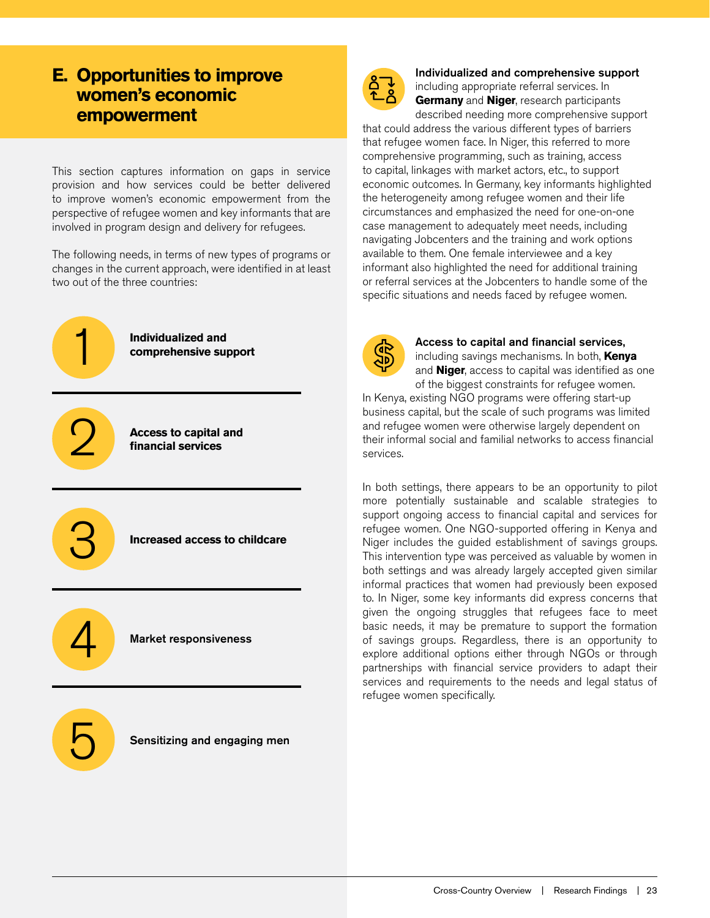## E. Opportunities to improve women's economic empowerment

This section captures information on gaps in service provision and how services could be better delivered to improve women's economic empowerment from the perspective of refugee women and key informants that are involved in program design and delivery for refugees.

The following needs, in terms of new types of programs or changes in the current approach, were identified in at least two out of the three countries:

1. **Individualized and comprehensive support**
2. **Access to capital and financial services**
3. **Increased access to childcare**
4. **Market responsiveness**
5. **Sensitizing and engaging men**

**Individualized and comprehensive support** including appropriate referral services. In **Germany** and **Niger**, research participants described needing more comprehensive support that could address the various different types of barriers that refugee women face. In Niger, this referred to more comprehensive programming, such as training, access to capital, linkages with market actors, etc., to support economic outcomes. In Germany, key informants highlighted the heterogeneity among refugee women and their life circumstances and emphasized the need for one-on-one case management to adequately meet needs, including navigating Jobcenters and the training and work options available to them. One female interviewee and a key informant also highlighted the need for additional training or referral services at the Jobcenters to handle some of the specific situations and needs faced by refugee women.

**Access to capital and financial services,** including savings mechanisms. In both, **Kenya** and **Niger**, access to capital was identified as one of the biggest constraints for refugee women. In Kenya, existing NGO programs were offering start-up business capital, but the scale of such programs was limited and refugee women were otherwise largely dependent on their informal social and familial networks to access financial services.

In both settings, there appears to be an opportunity to pilot more potentially sustainable and scalable strategies to support ongoing access to financial capital and services for refugee women. One NGO-supported offering in Kenya and Niger includes the guided establishment of savings groups. This intervention type was perceived as valuable by women in both settings and was already largely accepted given similar informal practices that women had previously been exposed to. In Niger, some key informants did express concerns that given the ongoing struggles that refugees face to meet basic needs, it may be premature to support the formation of savings groups. Regardless, there is an opportunity to explore additional options either through NGOs or through partnerships with financial service providers to adapt their services and requirements to the needs and legal status of refugee women specifically.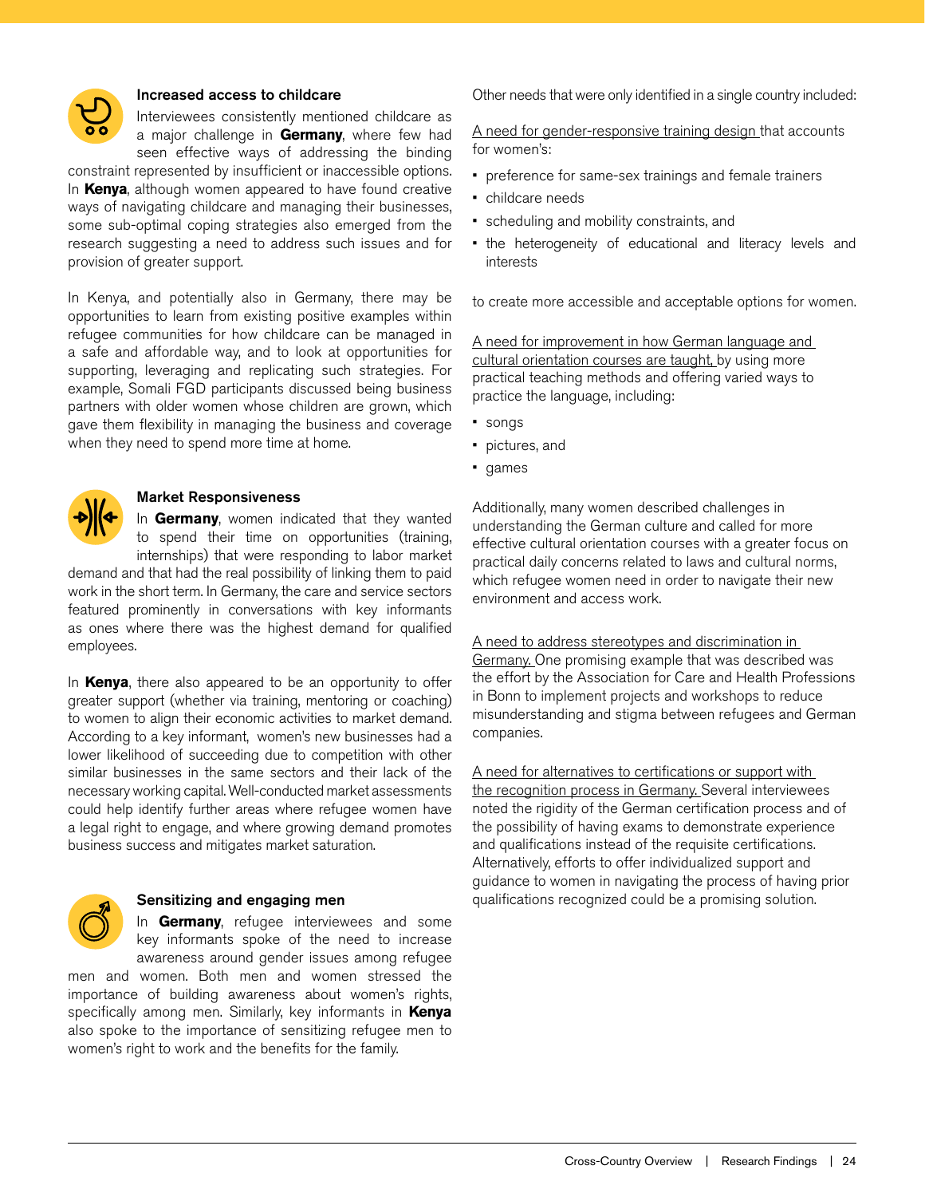### Increased access to childcare

Interviewees consistently mentioned childcare as a major challenge in **Germany**, where few had seen effective ways of addressing the binding constraint represented by insufficient or inaccessible options. In **Kenya**, although women appeared to have found creative ways of navigating childcare and managing their businesses, some sub-optimal coping strategies also emerged from the research suggesting a need to address such issues and for provision of greater support.

In Kenya, and potentially also in Germany, there may be opportunities to learn from existing positive examples within refugee communities for how childcare can be managed in a safe and affordable way, and to look at opportunities for supporting, leveraging and replicating such strategies. For example, Somali FGD participants discussed being business partners with older women whose children are grown, which gave them flexibility in managing the business and coverage when they need to spend more time at home.

### Market Responsiveness

In **Germany**, women indicated that they wanted to spend their time on opportunities (training, internships) that were responding to labor market demand and that had the real possibility of linking them to paid work in the short term. In Germany, the care and service sectors featured prominently in conversations with key informants as ones where there was the highest demand for qualified employees.

In **Kenya**, there also appeared to be an opportunity to offer greater support (whether via training, mentoring or coaching) to women to align their economic activities to market demand. According to a key informant, women's new businesses had a lower likelihood of succeeding due to competition with other similar businesses in the same sectors and their lack of the necessary working capital. Well-conducted market assessments could help identify further areas where refugee women have a legal right to engage, and where growing demand promotes business success and mitigates market saturation.

### Sensitizing and engaging men

In **Germany**, refugee interviewees and some key informants spoke of the need to increase awareness around gender issues among refugee men and women. Both men and women stressed the importance of building awareness about women's rights, specifically among men. Similarly, key informants in **Kenya** also spoke to the importance of sensitizing refugee men to women's right to work and the benefits for the family.

Other needs that were only identified in a single country included:

A need for gender-responsive training design that accounts for women's:

- preference for same-sex trainings and female trainers
- childcare needs
- scheduling and mobility constraints, and
- the heterogeneity of educational and literacy levels and interests

to create more accessible and acceptable options for women.

A need for improvement in how German language and cultural orientation courses are taught, by using more practical teaching methods and offering varied ways to practice the language, including:

- songs
- pictures, and
- games

Additionally, many women described challenges in understanding the German culture and called for more effective cultural orientation courses with a greater focus on practical daily concerns related to laws and cultural norms, which refugee women need in order to navigate their new environment and access work.

A need to address stereotypes and discrimination in Germany. One promising example that was described was the effort by the Association for Care and Health Professions in Bonn to implement projects and workshops to reduce misunderstanding and stigma between refugees and German companies.

A need for alternatives to certifications or support with the recognition process in Germany. Several interviewees noted the rigidity of the German certification process and of the possibility of having exams to demonstrate experience and qualifications instead of the requisite certifications. Alternatively, efforts to offer individualized support and guidance to women in navigating the process of having prior qualifications recognized could be a promising solution.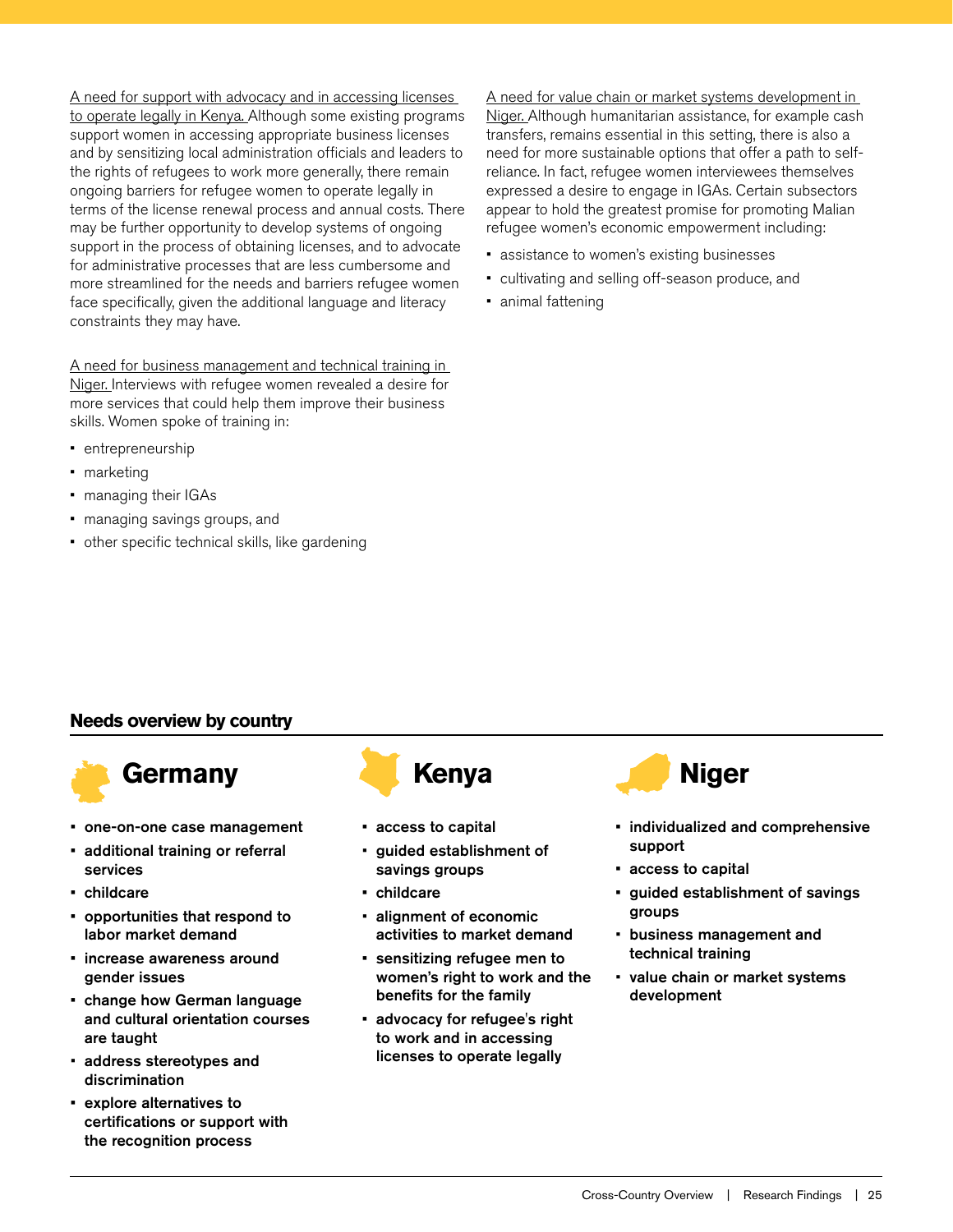A need for support with advocacy and in accessing licenses to operate legally in Kenya. Although some existing programs support women in accessing appropriate business licenses and by sensitizing local administration officials and leaders to the rights of refugees to work more generally, there remain ongoing barriers for refugee women to operate legally in terms of the license renewal process and annual costs. There may be further opportunity to develop systems of ongoing support in the process of obtaining licenses, and to advocate for administrative processes that are less cumbersome and more streamlined for the needs and barriers refugee women face specifically, given the additional language and literacy constraints they may have.

A need for business management and technical training in Niger. Interviews with refugee women revealed a desire for more services that could help them improve their business skills. Women spoke of training in:

- entrepreneurship
- marketing
- managing their IGAs
- managing savings groups, and
- other specific technical skills, like gardening

A need for value chain or market systems development in Niger. Although humanitarian assistance, for example cash transfers, remains essential in this setting, there is also a need for more sustainable options that offer a path to self-reliance. In fact, refugee women interviewees themselves expressed a desire to engage in IGAs. Certain subsectors appear to hold the greatest promise for promoting Malian refugee women's economic empowerment including:

- assistance to women's existing businesses
- cultivating and selling off-season produce, and
- animal fattening

## Needs overview by country

### Germany

- **one-on-one case management**
- **additional training or referral services**
- **childcare**
- **opportunities that respond to labor market demand**
- **increase awareness around gender issues**
- **change how German language and cultural orientation courses are taught**
- **address stereotypes and discrimination**
- **explore alternatives to certifications or support with the recognition process**

### Kenya

- **access to capital**
- **guided establishment of savings groups**
- **childcare**
- **alignment of economic activities to market demand**
- **sensitizing refugee men to women's right to work and the benefits for the family**
- **advocacy for refugee's right to work and in accessing licenses to operate legally**

### Niger

- **individualized and comprehensive support**
- **access to capital**
- **guided establishment of savings groups**
- **business management and technical training**
- **value chain or market systems development**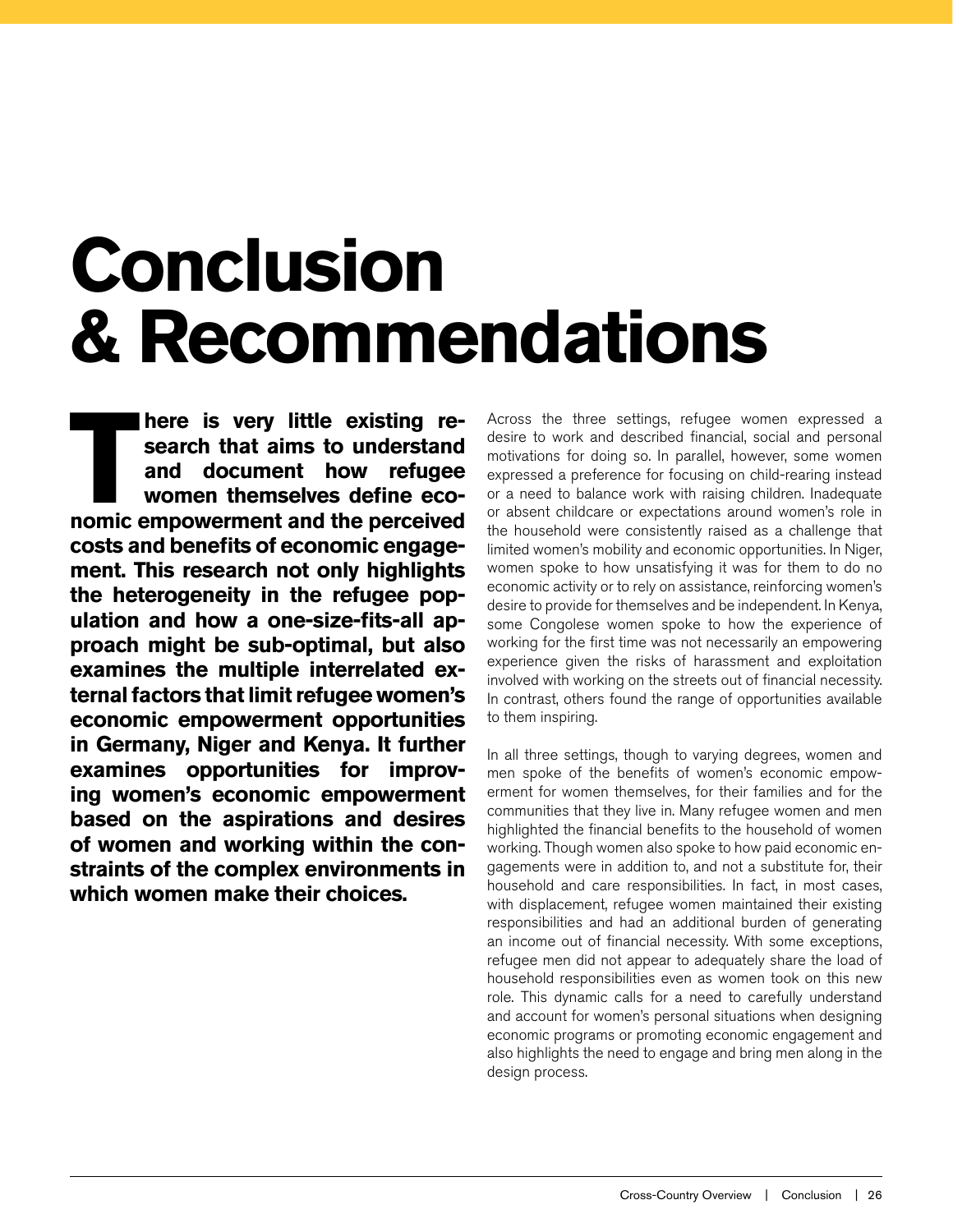# Conclusion & Recommendations

**There is very little existing research that aims to understand and document how refugee women themselves define economic empowerment and the perceived costs and benefits of economic engagement. This research not only highlights the heterogeneity in the refugee population and how a one-size-fits-all approach might be sub-optimal, but also examines the multiple interrelated external factors that limit refugee women's economic empowerment opportunities in Germany, Niger and Kenya. It further examines opportunities for improving women's economic empowerment based on the aspirations and desires of women and working within the constraints of the complex environments in which women make their choices.**

Across the three settings, refugee women expressed a desire to work and described financial, social and personal motivations for doing so. In parallel, however, some women expressed a preference for focusing on child-rearing instead or a need to balance work with raising children. Inadequate or absent childcare or expectations around women's role in the household were consistently raised as a challenge that limited women's mobility and economic opportunities. In Niger, women spoke to how unsatisfying it was for them to do no economic activity or to rely on assistance, reinforcing women's desire to provide for themselves and be independent. In Kenya, some Congolese women spoke to how the experience of working for the first time was not necessarily an empowering experience given the risks of harassment and exploitation involved with working on the streets out of financial necessity. In contrast, others found the range of opportunities available to them inspiring.

In all three settings, though to varying degrees, women and men spoke of the benefits of women's economic empowerment for women themselves, for their families and for the communities that they live in. Many refugee women and men highlighted the financial benefits to the household of women working. Though women also spoke to how paid economic engagements were in addition to, and not a substitute for, their household and care responsibilities. In fact, in most cases, with displacement, refugee women maintained their existing responsibilities and had an additional burden of generating an income out of financial necessity. With some exceptions, refugee men did not appear to adequately share the load of household responsibilities even as women took on this new role. This dynamic calls for a need to carefully understand and account for women's personal situations when designing economic programs or promoting economic engagement and also highlights the need to engage and bring men along in the design process.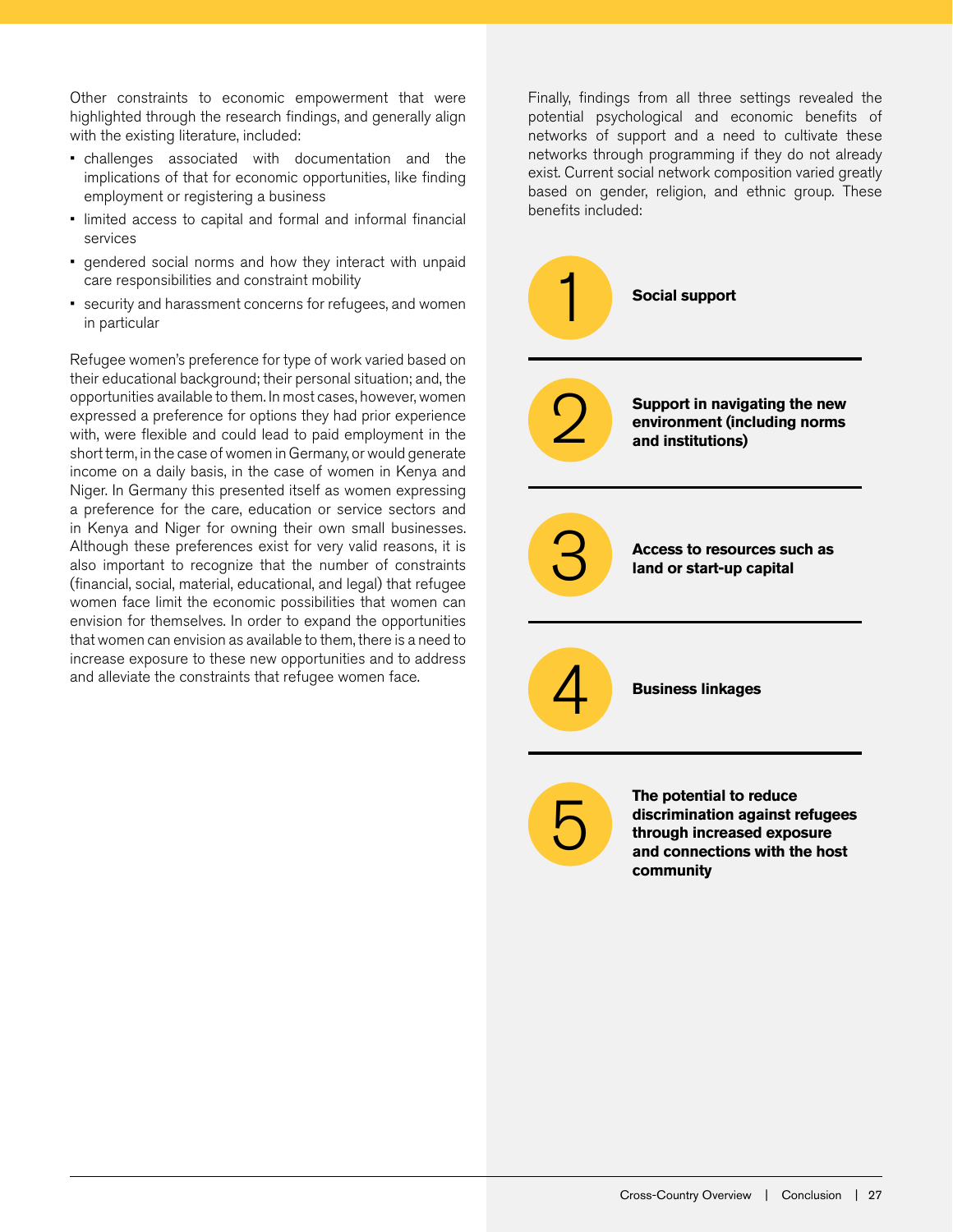Other constraints to economic empowerment that were highlighted through the research findings, and generally align with the existing literature, included:

- challenges associated with documentation and the implications of that for economic opportunities, like finding employment or registering a business
- limited access to capital and formal and informal financial services
- gendered social norms and how they interact with unpaid care responsibilities and constraint mobility
- security and harassment concerns for refugees, and women in particular

Refugee women's preference for type of work varied based on their educational background; their personal situation; and, the opportunities available to them. In most cases, however, women expressed a preference for options they had prior experience with, were flexible and could lead to paid employment in the short term, in the case of women in Germany, or would generate income on a daily basis, in the case of women in Kenya and Niger. In Germany this presented itself as women expressing a preference for the care, education or service sectors and in Kenya and Niger for owning their own small businesses. Although these preferences exist for very valid reasons, it is also important to recognize that the number of constraints (financial, social, material, educational, and legal) that refugee women face limit the economic possibilities that women can envision for themselves. In order to expand the opportunities that women can envision as available to them, there is a need to increase exposure to these new opportunities and to address and alleviate the constraints that refugee women face.

Finally, findings from all three settings revealed the potential psychological and economic benefits of networks of support and a need to cultivate these networks through programming if they do not already exist. Current social network composition varied greatly based on gender, religion, and ethnic group. These benefits included:

1. **Social support**
2. **Support in navigating the new environment (including norms and institutions)**
3. **Access to resources such as land or start-up capital**
4. **Business linkages**
5. **The potential to reduce discrimination against refugees through increased exposure and connections with the host community**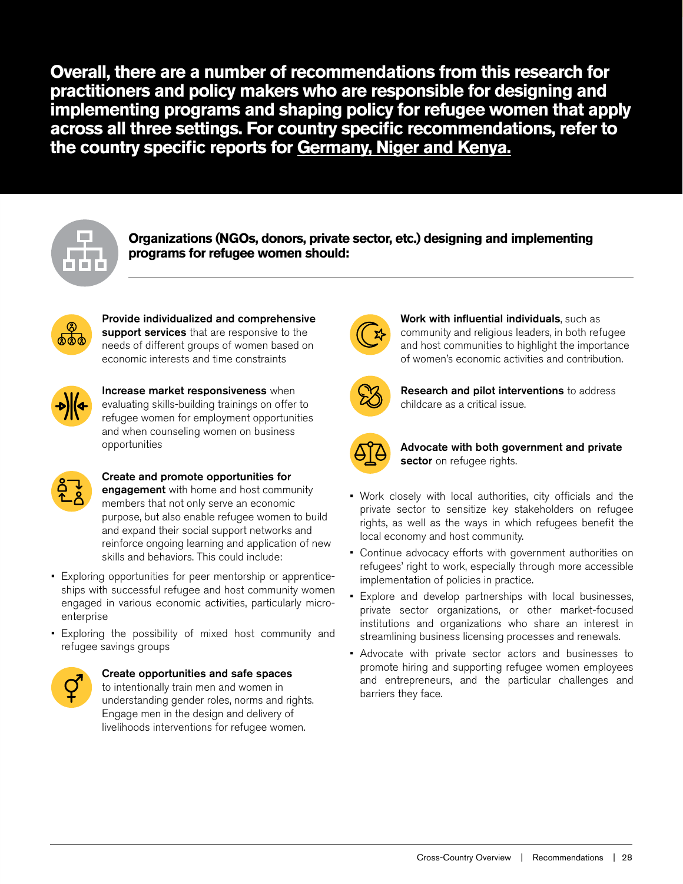**Overall, there are a number of recommendations from this research for practitioners and policy makers who are responsible for designing and implementing programs and shaping policy for refugee women that apply across all three settings. For country specific recommendations, refer to the country specific reports for Germany, Niger and Kenya.**

## Organizations (NGOs, donors, private sector, etc.) designing and implementing programs for refugee women should:

**Provide individualized and comprehensive support services** that are responsive to the needs of different groups of women based on economic interests and time constraints

**Increase market responsiveness** when evaluating skills-building trainings on offer to refugee women for employment opportunities and when counseling women on business opportunities

**Create and promote opportunities for engagement** with home and host community members that not only serve an economic purpose, but also enable refugee women to build and expand their social support networks and reinforce ongoing learning and application of new skills and behaviors. This could include:

- Exploring opportunities for peer mentorship or apprenticeships with successful refugee and host community women engaged in various economic activities, particularly micro-enterprise
- Exploring the possibility of mixed host community and refugee savings groups

**Create opportunities and safe spaces** to intentionally train men and women in understanding gender roles, norms and rights. Engage men in the design and delivery of livelihoods interventions for refugee women.

**Work with influential individuals**, such as community and religious leaders, in both refugee and host communities to highlight the importance of women's economic activities and contribution.

**Research and pilot interventions** to address childcare as a critical issue.

**Advocate with both government and private sector** on refugee rights.

- Work closely with local authorities, city officials and the private sector to sensitize key stakeholders on refugee rights, as well as the ways in which refugees benefit the local economy and host community.
- Continue advocacy efforts with government authorities on refugees' right to work, especially through more accessible implementation of policies in practice.
- Explore and develop partnerships with local businesses, private sector organizations, or other market-focused institutions and organizations who share an interest in streamlining business licensing processes and renewals.
- Advocate with private sector actors and businesses to promote hiring and supporting refugee women employees and entrepreneurs, and the particular challenges and barriers they face.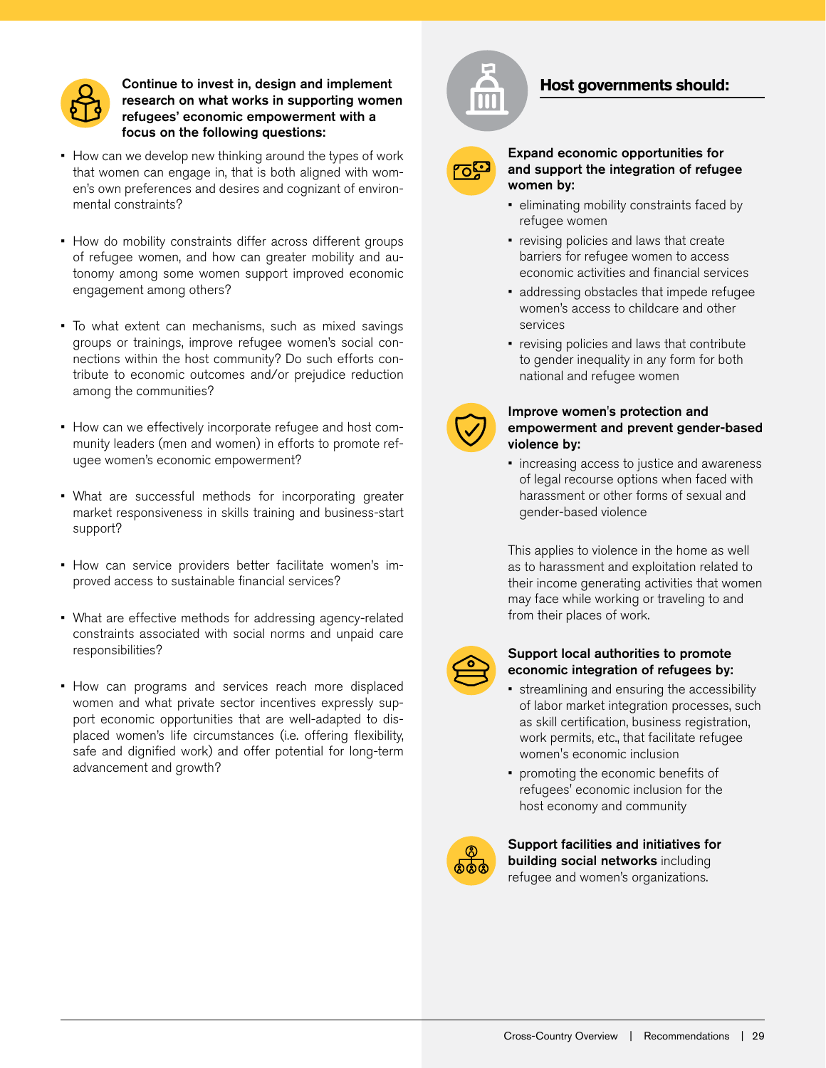**Continue to invest in, design and implement research on what works in supporting women refugees' economic empowerment with a focus on the following questions:**

- How can we develop new thinking around the types of work that women can engage in, that is both aligned with women's own preferences and desires and cognizant of environmental constraints?
- How do mobility constraints differ across different groups of refugee women, and how can greater mobility and autonomy among some women support improved economic engagement among others?
- To what extent can mechanisms, such as mixed savings groups or trainings, improve refugee women's social connections within the host community? Do such efforts contribute to economic outcomes and/or prejudice reduction among the communities?
- How can we effectively incorporate refugee and host community leaders (men and women) in efforts to promote refugee women's economic empowerment?
- What are successful methods for incorporating greater market responsiveness in skills training and business-start support?
- How can service providers better facilitate women's improved access to sustainable financial services?
- What are effective methods for addressing agency-related constraints associated with social norms and unpaid care responsibilities?
- How can programs and services reach more displaced women and what private sector incentives expressly support economic opportunities that are well-adapted to displaced women's life circumstances (i.e. offering flexibility, safe and dignified work) and offer potential for long-term advancement and growth?

## Host governments should:

**Expand economic opportunities for and support the integration of refugee women by:**

- eliminating mobility constraints faced by refugee women
- revising policies and laws that create barriers for refugee women to access economic activities and financial services
- addressing obstacles that impede refugee women's access to childcare and other services
- revising policies and laws that contribute to gender inequality in any form for both national and refugee women

**Improve women's protection and empowerment and prevent gender-based violence by:**

- increasing access to justice and awareness of legal recourse options when faced with harassment or other forms of sexual and gender-based violence

This applies to violence in the home as well as to harassment and exploitation related to their income generating activities that women may face while working or traveling to and from their places of work.

**Support local authorities to promote economic integration of refugees by:**

- streamlining and ensuring the accessibility of labor market integration processes, such as skill certification, business registration, work permits, etc., that facilitate refugee women's economic inclusion
- promoting the economic benefits of refugees' economic inclusion for the host economy and community

**Support facilities and initiatives for building social networks** including refugee and women's organizations.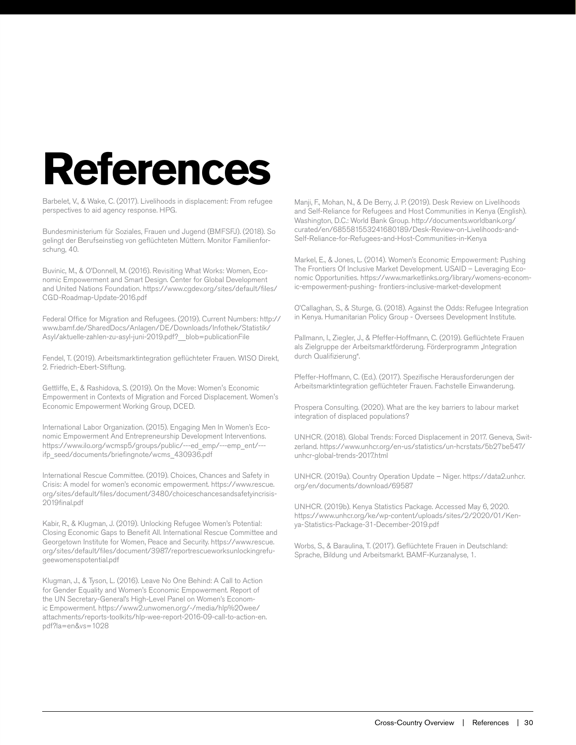# References

Barbelet, V., & Wake, C. (2017). Livelihoods in displacement: From refugee perspectives to aid agency response. HPG.

Bundesministerium für Soziales, Frauen und Jugend (BMFSFJ). (2018). So gelingt der Berufseinstieg von geflüchteten Müttern. Monitor Familienforschung, 40.

Buvinic, M., & O'Donnell, M. (2016). Revisiting What Works: Women, Economic Empowerment and Smart Design. Center for Global Development and United Nations Foundation. https://www.cgdev.org/sites/default/files/CGD-Roadmap-Update-2016.pdf

Federal Office for Migration and Refugees. (2019). Current Numbers: http://www.bamf.de/SharedDocs/Anlagen/DE/Downloads/Infothek/Statistik/Asyl/aktuelle-zahlen-zu-asyl-juni-2019.pdf?__blob=publicationFile

Fendel, T. (2019). Arbeitsmarktintegration geflüchteter Frauen. WISO Direkt, 2. Friedrich-Ebert-Stiftung.

Gettliffe, E., & Rashidova, S. (2019). On the Move: Women's Economic Empowerment in Contexts of Migration and Forced Displacement. Women's Economic Empowerment Working Group, DCED.

International Labor Organization. (2015). Engaging Men In Women's Economic Empowerment And Entrepreneurship Development Interventions. https://www.ilo.org/wcmsp5/groups/public/---ed_emp/---emp_ent/---ifp_seed/documents/briefingnote/wcms_430936.pdf

International Rescue Committee. (2019). Choices, Chances and Safety in Crisis: A model for women's economic empowerment. https://www.rescue.org/sites/default/files/document/3480/choiceschancesandsafetyincrisis-2019final.pdf

Kabir, R., & Klugman, J. (2019). Unlocking Refugee Women's Potential: Closing Economic Gaps to Benefit All. International Rescue Committee and Georgetown Institute for Women, Peace and Security. https://www.rescue.org/sites/default/files/document/3987/reportrescueworksunlockingrefugeewomenspotential.pdf

Klugman, J., & Tyson, L. (2016). Leave No One Behind: A Call to Action for Gender Equality and Women's Economic Empowerment. Report of the UN Secretary-General's High-Level Panel on Women's Economic Empowerment. https://www2.unwomen.org/-/media/hlp%20wee/attachments/reports-toolkits/hlp-wee-report-2016-09-call-to-action-en.pdf?la=en&vs=1028

Manji, F., Mohan, N., & De Berry, J. P. (2019). Desk Review on Livelihoods and Self-Reliance for Refugees and Host Communities in Kenya (English). Washington, D.C.: World Bank Group. http://documents.worldbank.org/curated/en/685581553241680189/Desk-Review-on-Livelihoods-and-Self-Reliance-for-Refugees-and-Host-Communities-in-Kenya

Markel, E., & Jones, L. (2014). Women's Economic Empowerment: Pushing The Frontiers Of Inclusive Market Development. USAID – Leveraging Economic Opportunities. https://www.marketlinks.org/library/womens-economic-empowerment-pushing- frontiers-inclusive-market-development

O'Callaghan, S., & Sturge, G. (2018). Against the Odds: Refugee Integration in Kenya. Humanitarian Policy Group - Oversees Development Institute.

Pallmann, I., Ziegler, J., & Pfeffer-Hoffmann, C. (2019). Geflüchtete Frauen als Zielgruppe der Arbeitsmarktförderung. Förderprogramm „Integration durch Qualifizierung".

Pfeffer-Hoffmann, C. (Ed.). (2017). Spezifische Herausforderungen der Arbeitsmarktintegration geflüchteter Frauen. Fachstelle Einwanderung.

Prospera Consulting. (2020). What are the key barriers to labour market integration of displaced populations?

UNHCR. (2018). Global Trends: Forced Displacement in 2017. Geneva, Switzerland. https://www.unhcr.org/en-us/statistics/un-hcrstats/5b27be547/unhcr-global-trends-2017.html

UNHCR. (2019a). Country Operation Update – Niger. https://data2.unhcr.org/en/documents/download/69587

UNHCR. (2019b). Kenya Statistics Package. Accessed May 6, 2020. https://www.unhcr.org/ke/wp-content/uploads/sites/2/2020/01/Kenya-Statistics-Package-31-December-2019.pdf

Worbs, S., & Baraulina, T. (2017). Geflüchtete Frauen in Deutschland: Sprache, Bildung und Arbeitsmarkt. BAMF-Kurzanalyse, 1.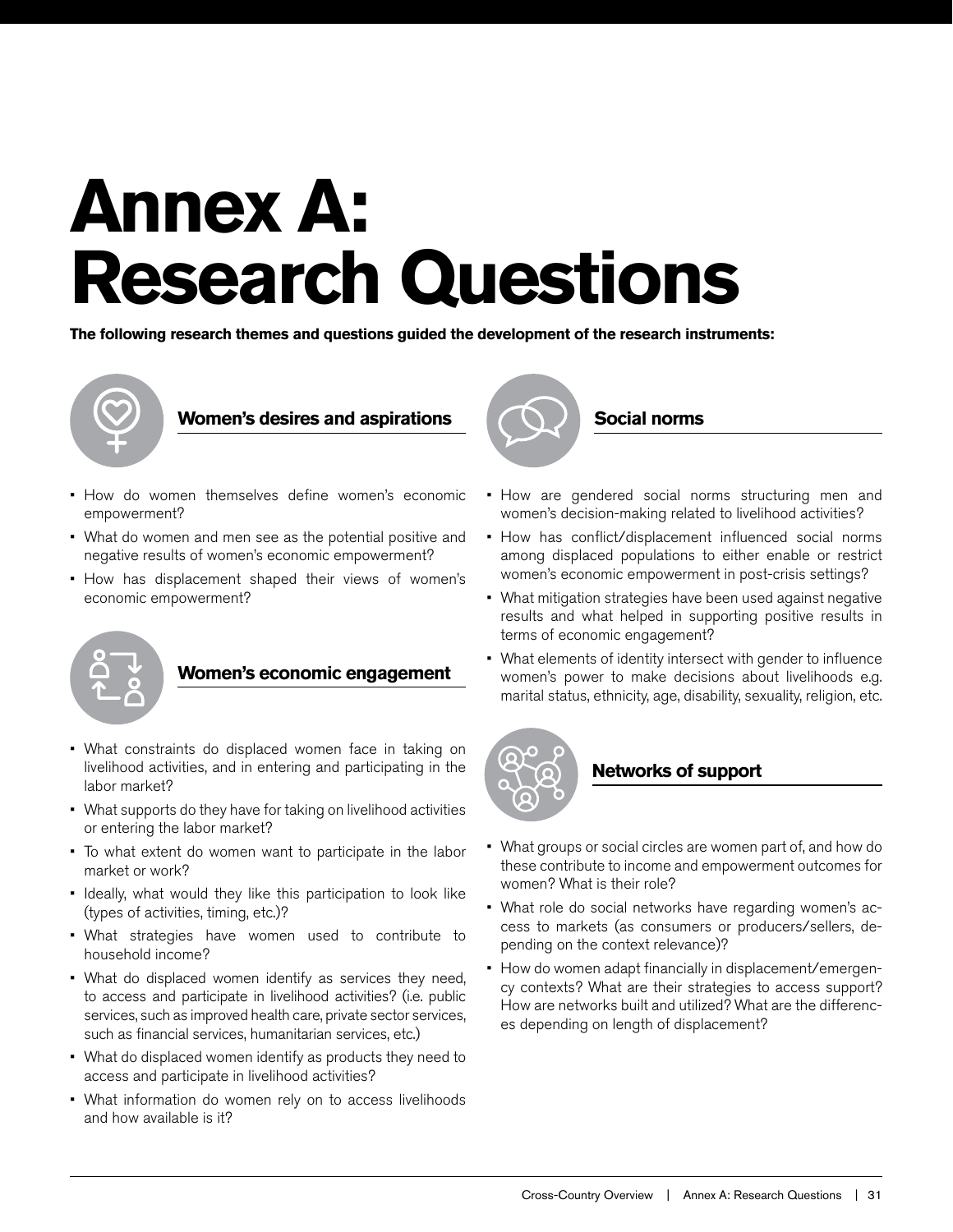# Annex A: Research Questions

**The following research themes and questions guided the development of the research instruments:**

### Women's desires and aspirations

- How do women themselves define women's economic empowerment?
- What do women and men see as the potential positive and negative results of women's economic empowerment?
- How has displacement shaped their views of women's economic empowerment?

### Women's economic engagement

- What constraints do displaced women face in taking on livelihood activities, and in entering and participating in the labor market?
- What supports do they have for taking on livelihood activities or entering the labor market?
- To what extent do women want to participate in the labor market or work?
- Ideally, what would they like this participation to look like (types of activities, timing, etc.)?
- What strategies have women used to contribute to household income?
- What do displaced women identify as services they need, to access and participate in livelihood activities? (i.e. public services, such as improved health care, private sector services, such as financial services, humanitarian services, etc.)
- What do displaced women identify as products they need to access and participate in livelihood activities?
- What information do women rely on to access livelihoods and how available is it?

### Social norms

- How are gendered social norms structuring men and women's decision-making related to livelihood activities?
- How has conflict/displacement influenced social norms among displaced populations to either enable or restrict women's economic empowerment in post-crisis settings?
- What mitigation strategies have been used against negative results and what helped in supporting positive results in terms of economic engagement?
- What elements of identity intersect with gender to influence women's power to make decisions about livelihoods e.g. marital status, ethnicity, age, disability, sexuality, religion, etc.

### Networks of support

- What groups or social circles are women part of, and how do these contribute to income and empowerment outcomes for women? What is their role?
- What role do social networks have regarding women's access to markets (as consumers or producers/sellers, depending on the context relevance)?
- How do women adapt financially in displacement/emergency contexts? What are their strategies to access support? How are networks built and utilized? What are the differences depending on length of displacement?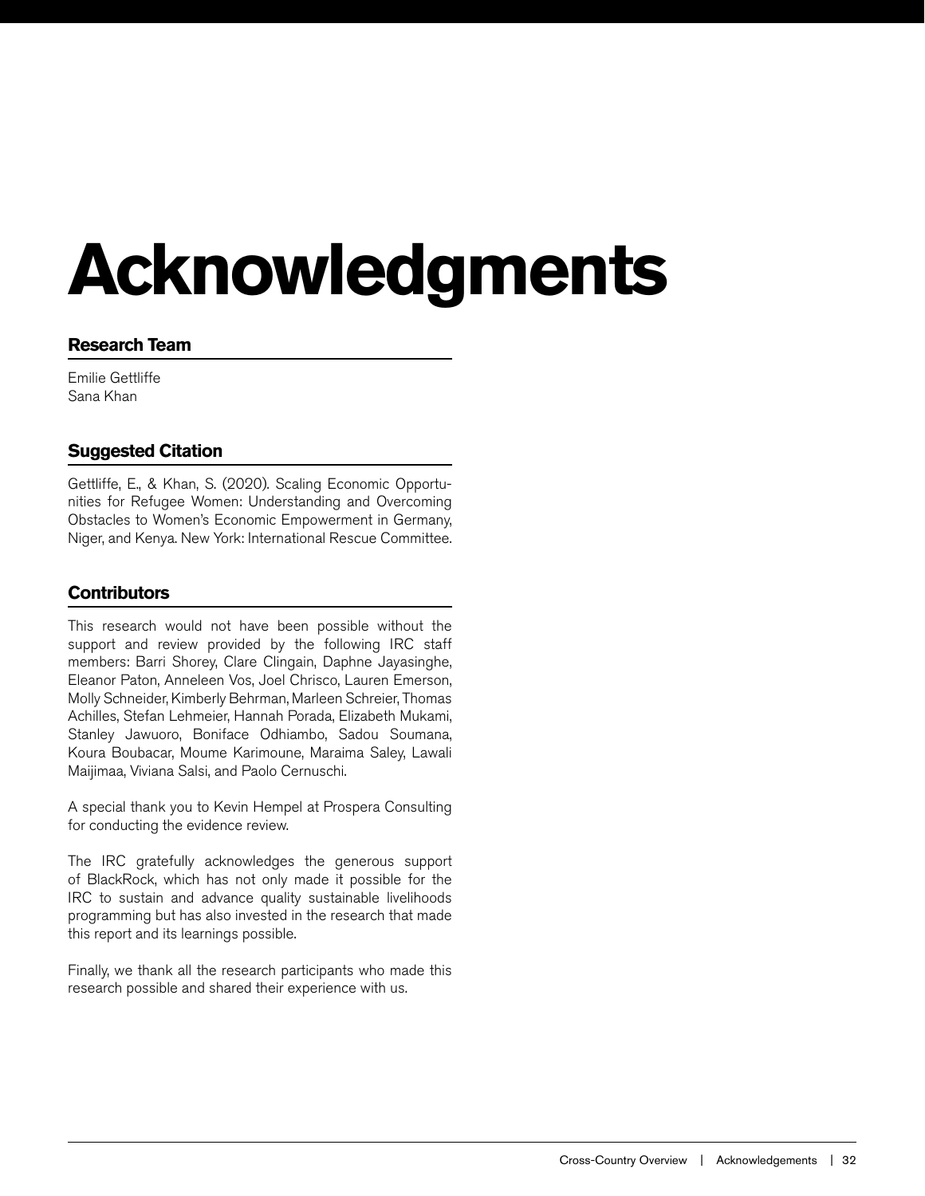# Acknowledgments

## Research Team

Emilie Gettliffe
Sana Khan

## Suggested Citation

Gettliffe, E., & Khan, S. (2020). Scaling Economic Opportunities for Refugee Women: Understanding and Overcoming Obstacles to Women's Economic Empowerment in Germany, Niger, and Kenya. New York: International Rescue Committee.

## Contributors

This research would not have been possible without the support and review provided by the following IRC staff members: Barri Shorey, Clare Clingain, Daphne Jayasinghe, Eleanor Paton, Anneleen Vos, Joel Chrisco, Lauren Emerson, Molly Schneider, Kimberly Behrman, Marleen Schreier, Thomas Achilles, Stefan Lehmeier, Hannah Porada, Elizabeth Mukami, Stanley Jawuoro, Boniface Odhiambo, Sadou Soumana, Koura Boubacar, Moume Karimoune, Maraima Saley, Lawali Maijimaa, Viviana Salsi, and Paolo Cernuschi.

A special thank you to Kevin Hempel at Prospera Consulting for conducting the evidence review.

The IRC gratefully acknowledges the generous support of BlackRock, which has not only made it possible for the IRC to sustain and advance quality sustainable livelihoods programming but has also invested in the research that made this report and its learnings possible.

Finally, we thank all the research participants who made this research possible and shared their experience with us.